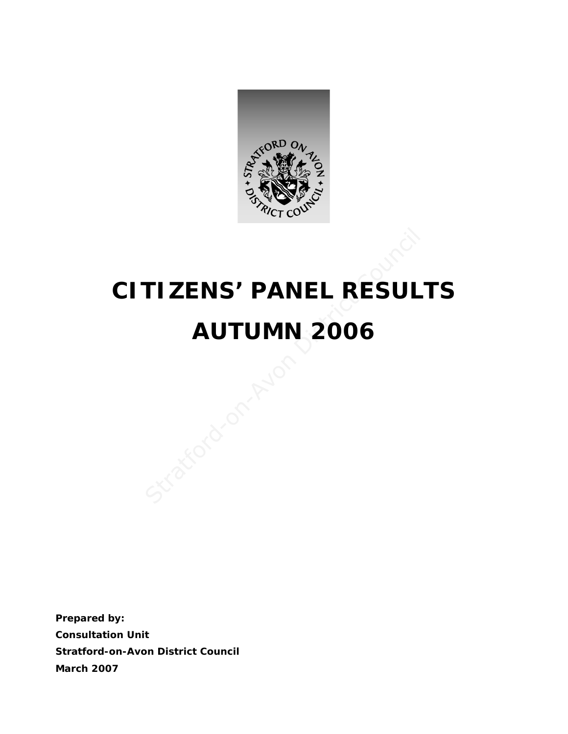# CITIZENS' PANEL RESULTS

# AUTUMN 2006

**Prepared by:**

**Consultation Unit**

**Stratford-on-Avon District Council**

**March 2007**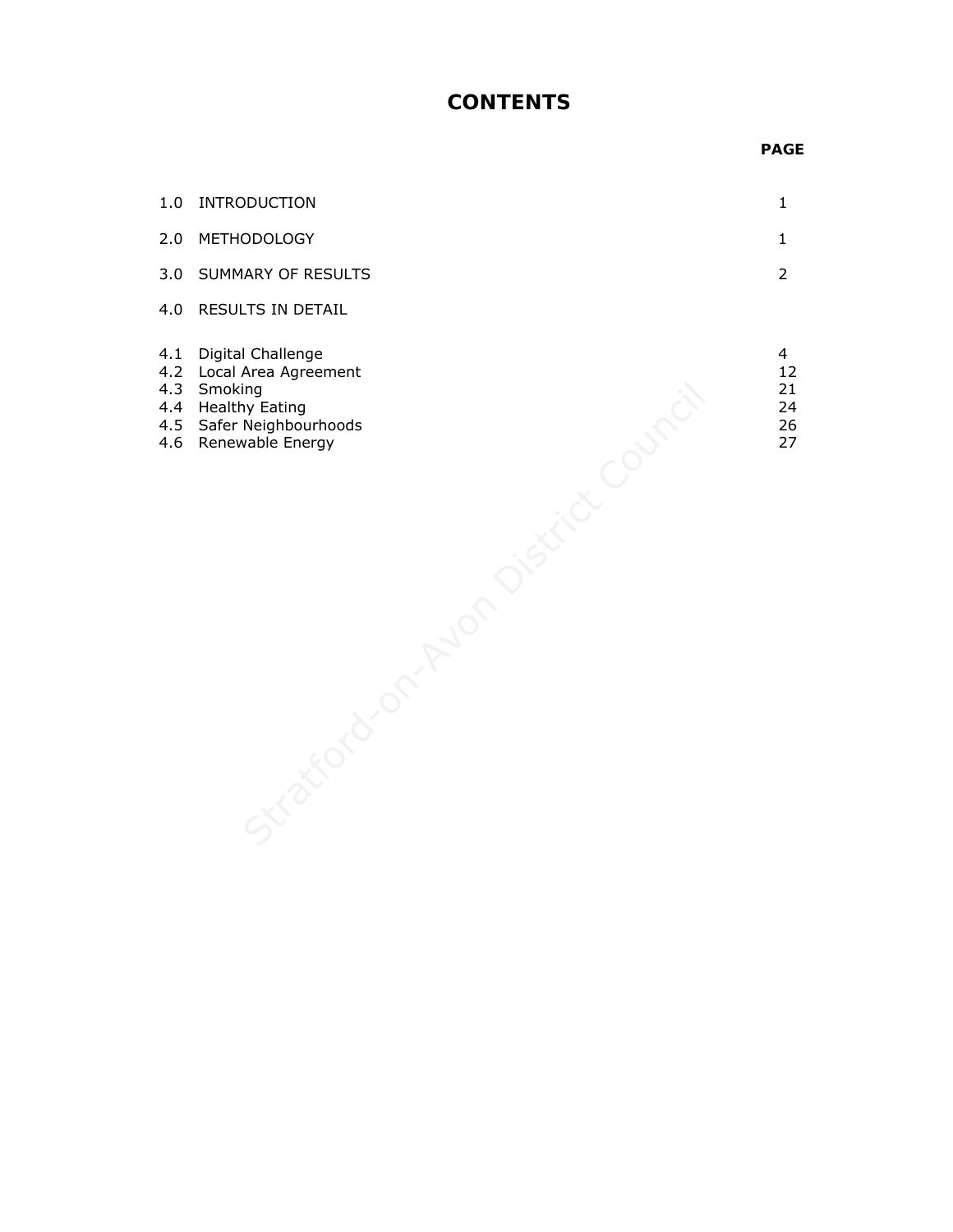# CONTENTS

| | | PAGE |
|---|---|---|
| 1.0 | INTRODUCTION | 1 |
| 2.0 | METHODOLOGY | 1 |
| 3.0 | SUMMARY OF RESULTS | 2 |
| 4.0 | RESULTS IN DETAIL | |
| 4.1 | Digital Challenge | 4 |
| 4.2 | Local Area Agreement | 12 |
| 4.3 | Smoking | 21 |
| 4.4 | Healthy Eating | 24 |
| 4.5 | Safer Neighbourhoods | 26 |
| 4.6 | Renewable Energy | 27 |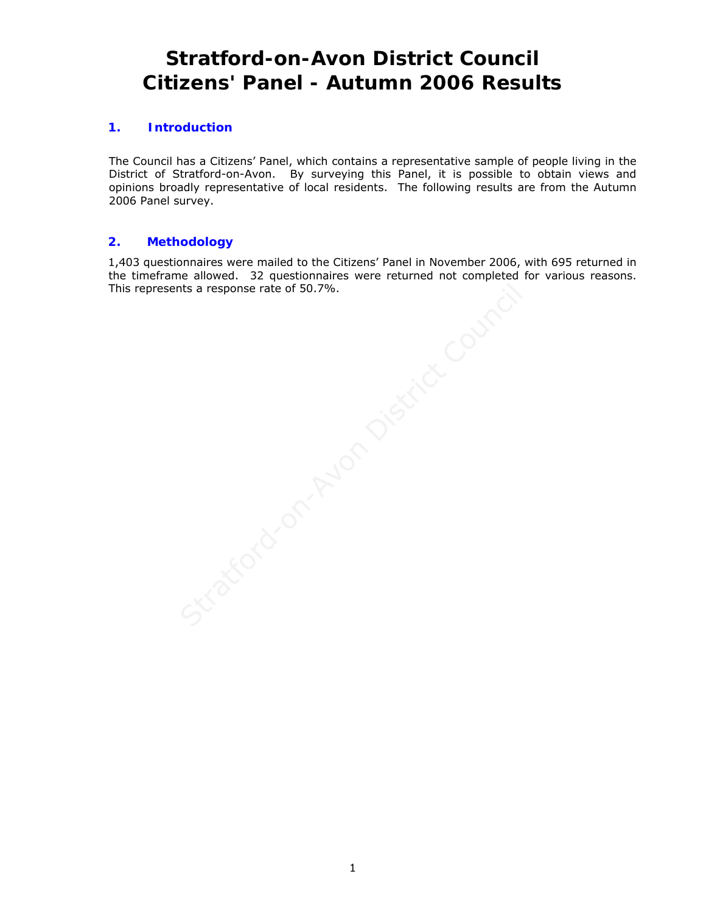# Stratford-on-Avon District Council Citizens' Panel - Autumn 2006 Results

## 1. Introduction

The Council has a Citizens' Panel, which contains a representative sample of people living in the District of Stratford-on-Avon. By surveying this Panel, it is possible to obtain views and opinions broadly representative of local residents. The following results are from the Autumn 2006 Panel survey.

## 2. Methodology

1,403 questionnaires were mailed to the Citizens' Panel in November 2006, with 695 returned in the timeframe allowed. 32 questionnaires were returned not completed for various reasons. This represents a response rate of 50.7%.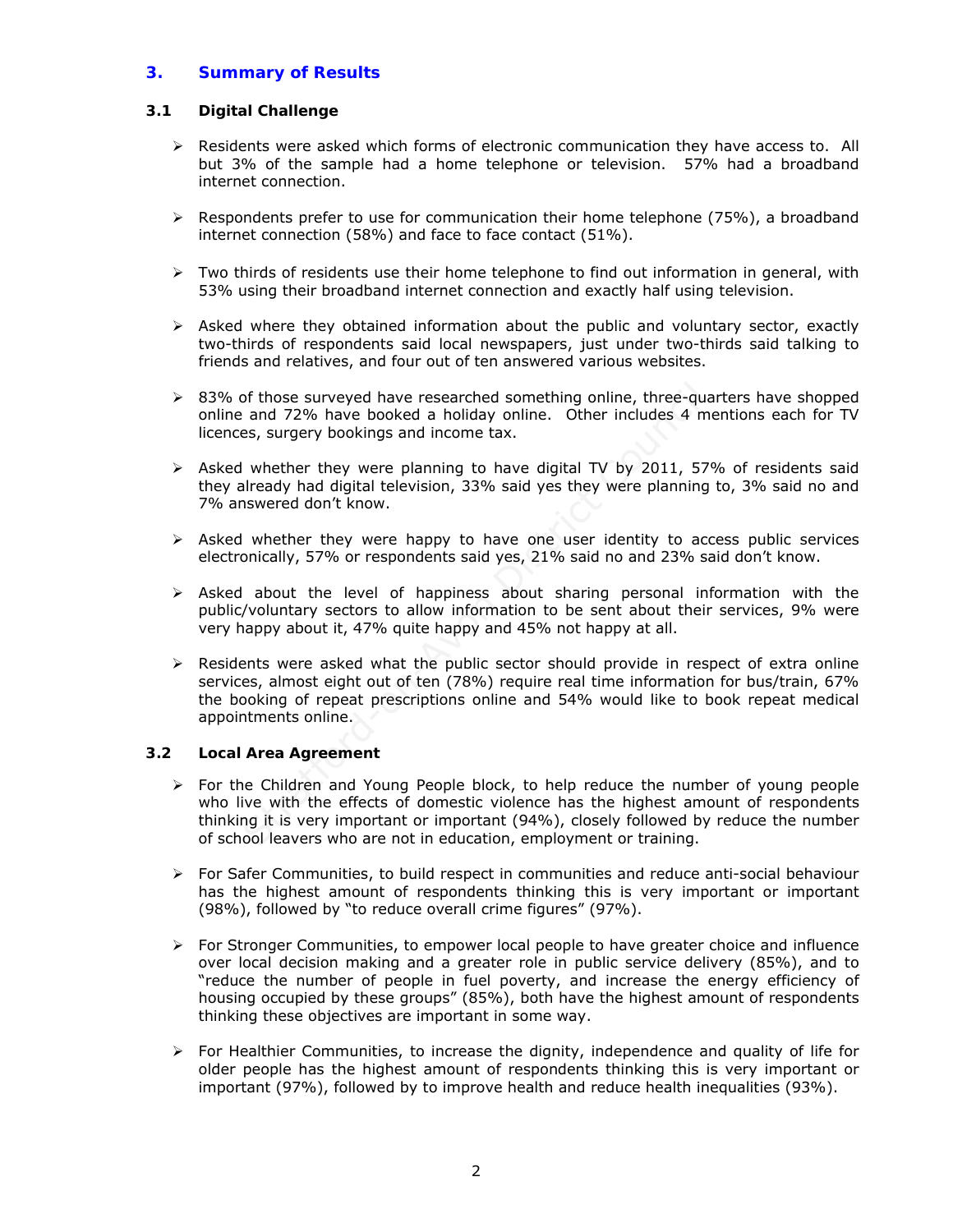## 3. Summary of Results

### 3.1 Digital Challenge

- Residents were asked which forms of electronic communication they have access to. All but 3% of the sample had a home telephone or television. 57% had a broadband internet connection.
- Respondents prefer to use for communication their home telephone (75%), a broadband internet connection (58%) and face to face contact (51%).
- Two thirds of residents use their home telephone to find out information in general, with 53% using their broadband internet connection and exactly half using television.
- Asked where they obtained information about the public and voluntary sector, exactly two-thirds of respondents said local newspapers, just under two-thirds said talking to friends and relatives, and four out of ten answered various websites.
- 83% of those surveyed have researched something online, three-quarters have shopped online and 72% have booked a holiday online. Other includes 4 mentions each for TV licences, surgery bookings and income tax.
- Asked whether they were planning to have digital TV by 2011, 57% of residents said they already had digital television, 33% said yes they were planning to, 3% said no and 7% answered don't know.
- Asked whether they were happy to have one user identity to access public services electronically, 57% or respondents said yes, 21% said no and 23% said don't know.
- Asked about the level of happiness about sharing personal information with the public/voluntary sectors to allow information to be sent about their services, 9% were very happy about it, 47% quite happy and 45% not happy at all.
- Residents were asked what the public sector should provide in respect of extra online services, almost eight out of ten (78%) require real time information for bus/train, 67% the booking of repeat prescriptions online and 54% would like to book repeat medical appointments online.

### 3.2 Local Area Agreement

- For the Children and Young People block, to help reduce the number of young people who live with the effects of domestic violence has the highest amount of respondents thinking it is very important or important (94%), closely followed by reduce the number of school leavers who are not in education, employment or training.
- For Safer Communities, to build respect in communities and reduce anti-social behaviour has the highest amount of respondents thinking this is very important or important (98%), followed by "to reduce overall crime figures" (97%).
- For Stronger Communities, to empower local people to have greater choice and influence over local decision making and a greater role in public service delivery (85%), and to "reduce the number of people in fuel poverty, and increase the energy efficiency of housing occupied by these groups" (85%), both have the highest amount of respondents thinking these objectives are important in some way.
- For Healthier Communities, to increase the dignity, independence and quality of life for older people has the highest amount of respondents thinking this is very important or important (97%), followed by to improve health and reduce health inequalities (93%).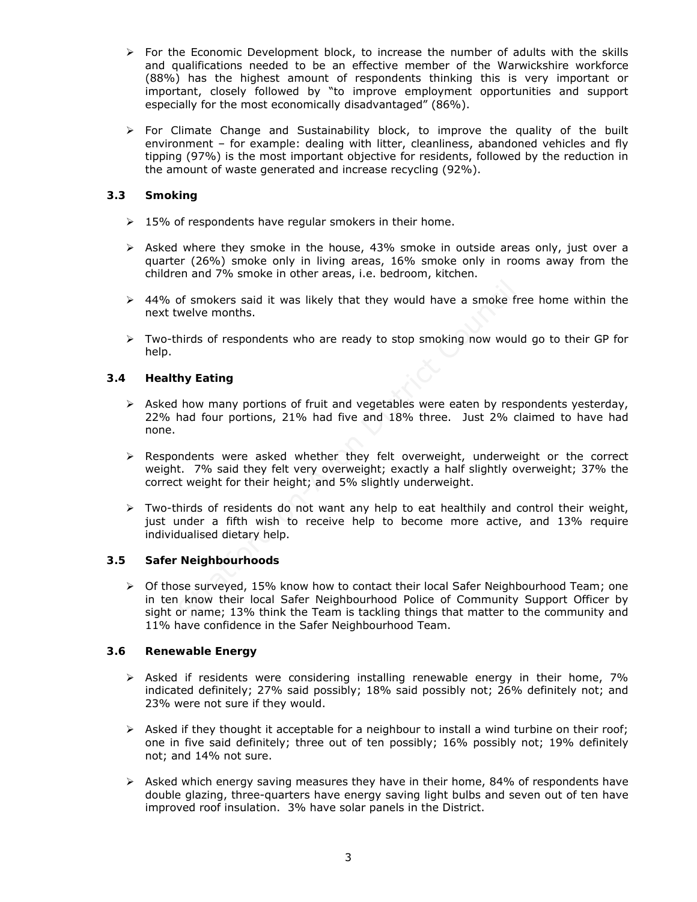- For the Economic Development block, to increase the number of adults with the skills and qualifications needed to be an effective member of the Warwickshire workforce (88%) has the highest amount of respondents thinking this is very important or important, closely followed by "to improve employment opportunities and support especially for the most economically disadvantaged" (86%).

- For Climate Change and Sustainability block, to improve the quality of the built environment – for example: dealing with litter, cleanliness, abandoned vehicles and fly tipping (97%) is the most important objective for residents, followed by the reduction in the amount of waste generated and increase recycling (92%).

### 3.3 Smoking

- 15% of respondents have regular smokers in their home.

- Asked where they smoke in the house, 43% smoke in outside areas only, just over a quarter (26%) smoke only in living areas, 16% smoke only in rooms away from the children and 7% smoke in other areas, i.e. bedroom, kitchen.

- 44% of smokers said it was likely that they would have a smoke free home within the next twelve months.

- Two-thirds of respondents who are ready to stop smoking now would go to their GP for help.

### 3.4 Healthy Eating

- Asked how many portions of fruit and vegetables were eaten by respondents yesterday, 22% had four portions, 21% had five and 18% three. Just 2% claimed to have had none.

- Respondents were asked whether they felt overweight, underweight or the correct weight. 7% said they felt very overweight; exactly a half slightly overweight; 37% the correct weight for their height; and 5% slightly underweight.

- Two-thirds of residents do not want any help to eat healthily and control their weight, just under a fifth wish to receive help to become more active, and 13% require individualised dietary help.

### 3.5 Safer Neighbourhoods

- Of those surveyed, 15% know how to contact their local Safer Neighbourhood Team; one in ten know their local Safer Neighbourhood Police of Community Support Officer by sight or name; 13% think the Team is tackling things that matter to the community and 11% have confidence in the Safer Neighbourhood Team.

### 3.6 Renewable Energy

- Asked if residents were considering installing renewable energy in their home, 7% indicated definitely; 27% said possibly; 18% said possibly not; 26% definitely not; and 23% were not sure if they would.

- Asked if they thought it acceptable for a neighbour to install a wind turbine on their roof; one in five said definitely; three out of ten possibly; 16% possibly not; 19% definitely not; and 14% not sure.

- Asked which energy saving measures they have in their home, 84% of respondents have double glazing, three-quarters have energy saving light bulbs and seven out of ten have improved roof insulation. 3% have solar panels in the District.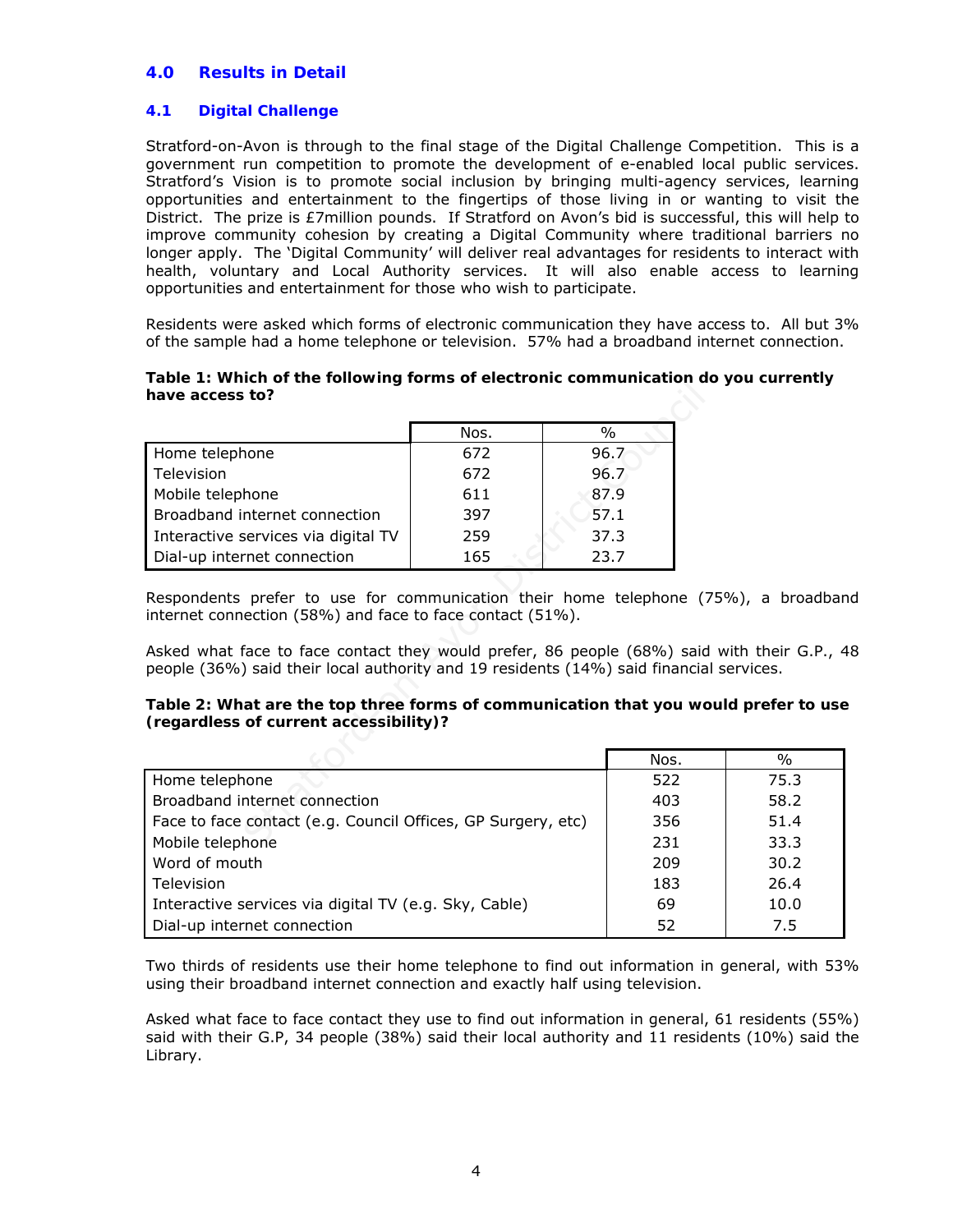## 4.0 Results in Detail

### 4.1 Digital Challenge

Stratford-on-Avon is through to the final stage of the Digital Challenge Competition. This is a government run competition to promote the development of e-enabled local public services. Stratford's Vision is to promote social inclusion by bringing multi-agency services, learning opportunities and entertainment to the fingertips of those living in or wanting to visit the District. The prize is £7million pounds. If Stratford on Avon's bid is successful, this will help to improve community cohesion by creating a Digital Community where traditional barriers no longer apply. The 'Digital Community' will deliver real advantages for residents to interact with health, voluntary and Local Authority services. It will also enable access to learning opportunities and entertainment for those who wish to participate.

Residents were asked which forms of electronic communication they have access to. All but 3% of the sample had a home telephone or television. 57% had a broadband internet connection.

**Table 1: Which of the following forms of electronic communication do you currently have access to?**

| | Nos. | % |
|---|---|---|
| Home telephone | 672 | 96.7 |
| Television | 672 | 96.7 |
| Mobile telephone | 611 | 87.9 |
| Broadband internet connection | 397 | 57.1 |
| Interactive services via digital TV | 259 | 37.3 |
| Dial-up internet connection | 165 | 23.7 |

Respondents prefer to use for communication their home telephone (75%), a broadband internet connection (58%) and face to face contact (51%).

Asked what face to face contact they would prefer, 86 people (68%) said with their G.P., 48 people (36%) said their local authority and 19 residents (14%) said financial services.

**Table 2: What are the top three forms of communication that you would prefer to use (regardless of current accessibility)?**

| | Nos. | % |
|---|---|---|
| Home telephone | 522 | 75.3 |
| Broadband internet connection | 403 | 58.2 |
| Face to face contact (e.g. Council Offices, GP Surgery, etc) | 356 | 51.4 |
| Mobile telephone | 231 | 33.3 |
| Word of mouth | 209 | 30.2 |
| Television | 183 | 26.4 |
| Interactive services via digital TV (e.g. Sky, Cable) | 69 | 10.0 |
| Dial-up internet connection | 52 | 7.5 |

Two thirds of residents use their home telephone to find out information in general, with 53% using their broadband internet connection and exactly half using television.

Asked what face to face contact they use to find out information in general, 61 residents (55%) said with their G.P, 34 people (38%) said their local authority and 11 residents (10%) said the Library.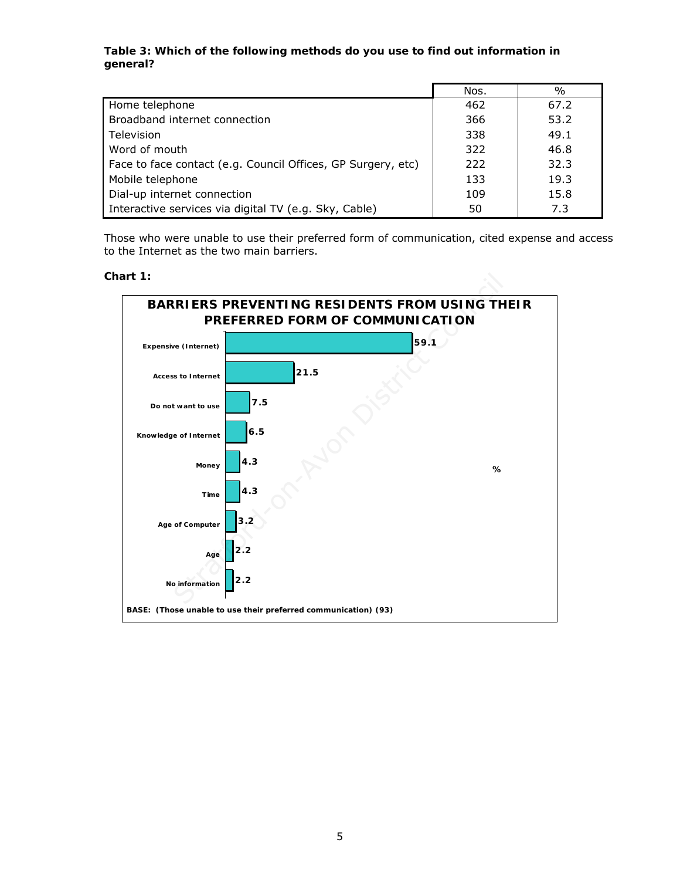**Table 3: Which of the following methods do you use to find out information in general?**

| | Nos. | % |
|---|---|---|
| Home telephone | 462 | 67.2 |
| Broadband internet connection | 366 | 53.2 |
| Television | 338 | 49.1 |
| Word of mouth | 322 | 46.8 |
| Face to face contact (e.g. Council Offices, GP Surgery, etc) | 222 | 32.3 |
| Mobile telephone | 133 | 19.3 |
| Dial-up internet connection | 109 | 15.8 |
| Interactive services via digital TV (e.g. Sky, Cable) | 50 | 7.3 |

Those who were unable to use their preferred form of communication, cited expense and access to the Internet as the two main barriers.

**Chart 1:**

**BARRIERS PREVENTING RESIDENTS FROM USING THEIR PREFERRED FORM OF COMMUNICATION**

| Barrier | % |
|---|---|
| Expensive (Internet) | 59.1 |
| Access to Internet | 21.5 |
| Do not want to use | 7.5 |
| Knowledge of Internet | 6.5 |
| Money | 4.3 |
| Time | 4.3 |
| Age of Computer | 3.2 |
| Age | 2.2 |
| No information | 2.2 |

BASE: (Those unable to use their preferred communication) (93)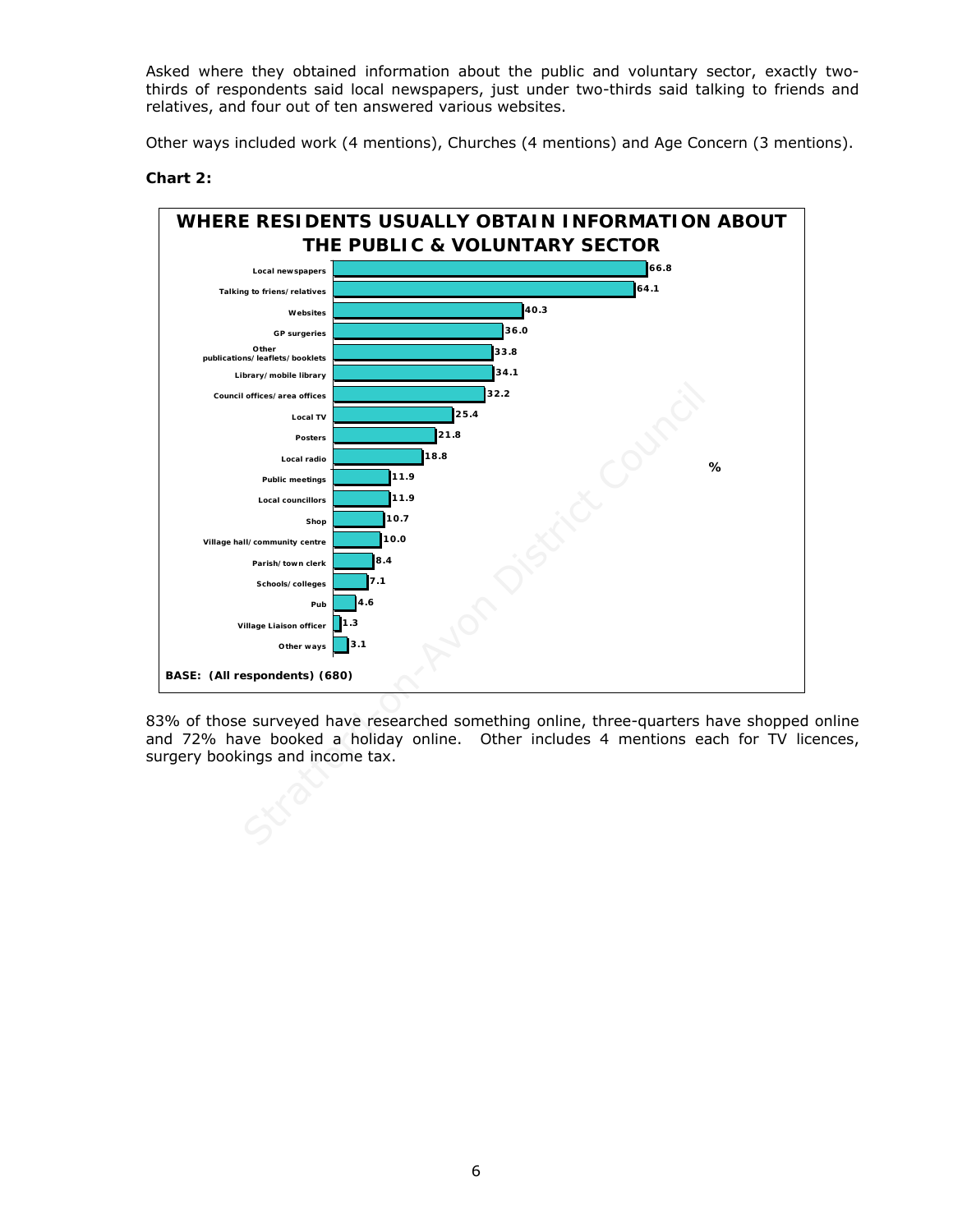Asked where they obtained information about the public and voluntary sector, exactly two-thirds of respondents said local newspapers, just under two-thirds said talking to friends and relatives, and four out of ten answered various websites.

Other ways included work (4 mentions), Churches (4 mentions) and Age Concern (3 mentions).

**Chart 2:**

**WHERE RESIDENTS USUALLY OBTAIN INFORMATION ABOUT THE PUBLIC & VOLUNTARY SECTOR**

| Source | % |
|---|---|
| Local newspapers | 66.8 |
| Talking to friens/relatives | 64.1 |
| Websites | 40.3 |
| GP surgeries | 36.0 |
| Other publications/leaflets/booklets | 33.8 |
| Library/mobile library | 34.1 |
| Council offices/area offices | 32.2 |
| Local TV | 25.4 |
| Posters | 21.8 |
| Local radio | 18.8 |
| Public meetings | 11.9 |
| Local councillors | 11.9 |
| Shop | 10.7 |
| Village hall/community centre | 10.0 |
| Parish/town clerk | 8.4 |
| Schools/colleges | 7.1 |
| Pub | 4.6 |
| Village Liaison officer | 1.3 |
| Other ways | 3.1 |

**BASE: (All respondents) (680)**

83% of those surveyed have researched something online, three-quarters have shopped online and 72% have booked a holiday online. Other includes 4 mentions each for TV licences, surgery bookings and income tax.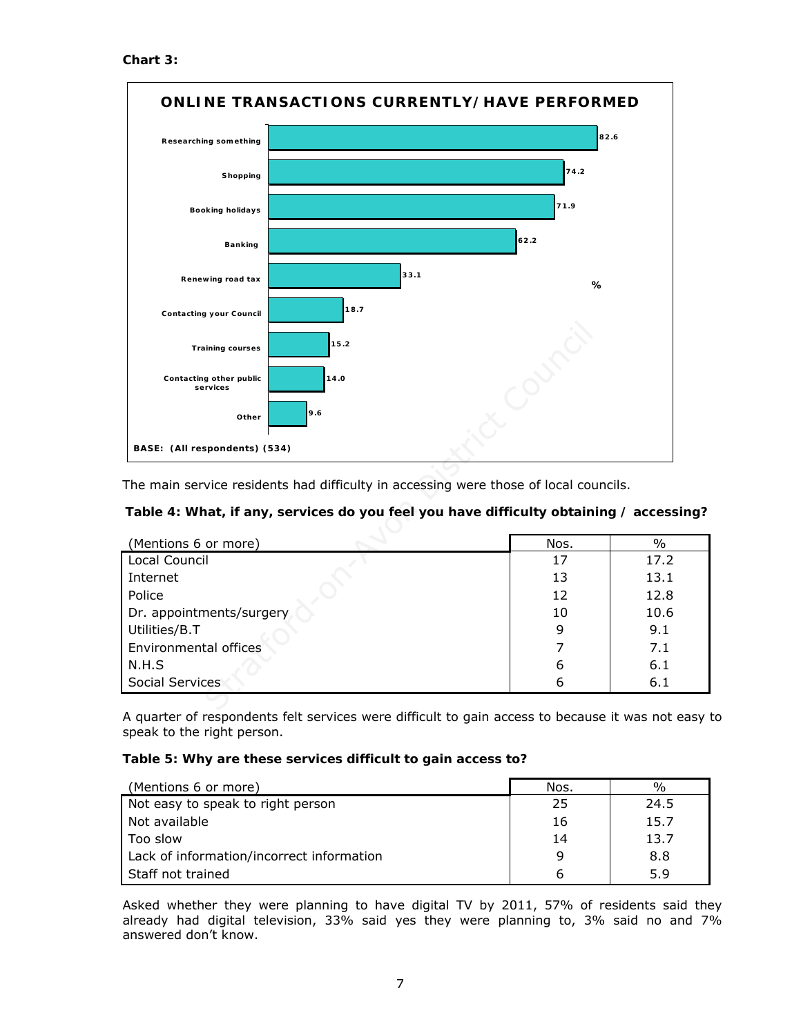**Chart 3:**

**ONLINE TRANSACTIONS CURRENTLY/HAVE PERFORMED**

| | % |
|---|---|
| Researching something | 82.6 |
| Shopping | 74.2 |
| Booking holidays | 71.9 |
| Banking | 62.2 |
| Renewing road tax | 33.1 |
| Contacting your Council | 18.7 |
| Training courses | 15.2 |
| Contacting other public services | 14.0 |
| Other | 9.6 |

BASE: (All respondents) (534)

The main service residents had difficulty in accessing were those of local councils.

**Table 4: What, if any, services do you feel you have difficulty obtaining / accessing?**

| (Mentions 6 or more) | Nos. | % |
|---|---|---|
| Local Council | 17 | 17.2 |
| Internet | 13 | 13.1 |
| Police | 12 | 12.8 |
| Dr. appointments/surgery | 10 | 10.6 |
| Utilities/B.T | 9 | 9.1 |
| Environmental offices | 7 | 7.1 |
| N.H.S | 6 | 6.1 |
| Social Services | 6 | 6.1 |

A quarter of respondents felt services were difficult to gain access to because it was not easy to speak to the right person.

**Table 5: Why are these services difficult to gain access to?**

| (Mentions 6 or more) | Nos. | % |
|---|---|---|
| Not easy to speak to right person | 25 | 24.5 |
| Not available | 16 | 15.7 |
| Too slow | 14 | 13.7 |
| Lack of information/incorrect information | 9 | 8.8 |
| Staff not trained | 6 | 5.9 |

Asked whether they were planning to have digital TV by 2011, 57% of residents said they already had digital television, 33% said yes they were planning to, 3% said no and 7% answered don't know.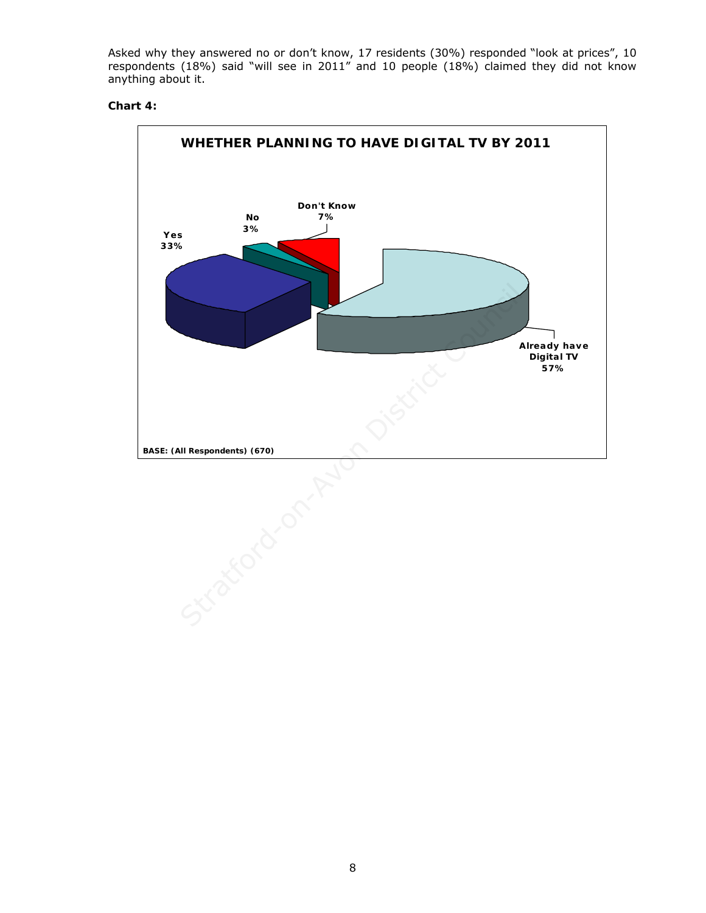Asked why they answered no or don't know, 17 residents (30%) responded "look at prices", 10 respondents (18%) said "will see in 2011" and 10 people (18%) claimed they did not know anything about it.

**Chart 4:**

**WHETHER PLANNING TO HAVE DIGITAL TV BY 2011**

- Yes 33%
- No 3%
- Don't Know 7%
- Already have Digital TV 57%

**BASE: (All Respondents) (670)**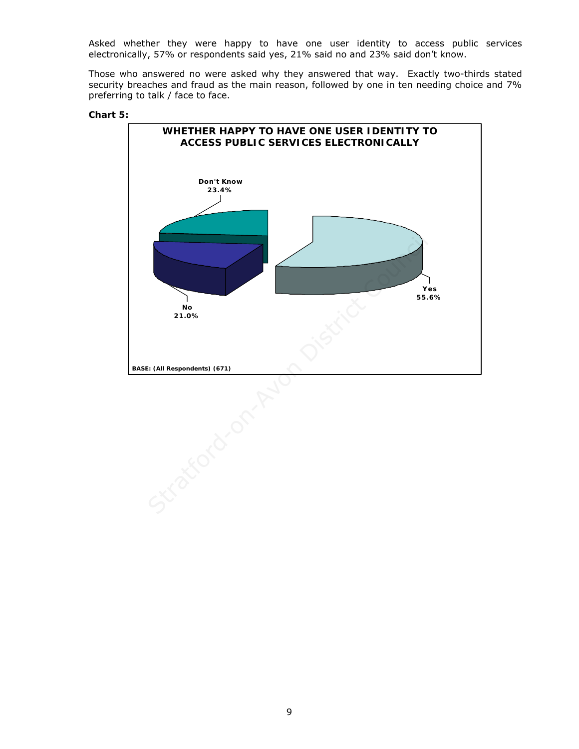Asked whether they were happy to have one user identity to access public services electronically, 57% or respondents said yes, 21% said no and 23% said don't know.

Those who answered no were asked why they answered that way. Exactly two-thirds stated security breaches and fraud as the main reason, followed by one in ten needing choice and 7% preferring to talk / face to face.

**Chart 5:**

**WHETHER HAPPY TO HAVE ONE USER IDENTITY TO ACCESS PUBLIC SERVICES ELECTRONICALLY**

| Response | % |
| --- | --- |
| Yes | 55.6% |
| No | 21.0% |
| Don't Know | 23.4% |

BASE: (All Respondents) (671)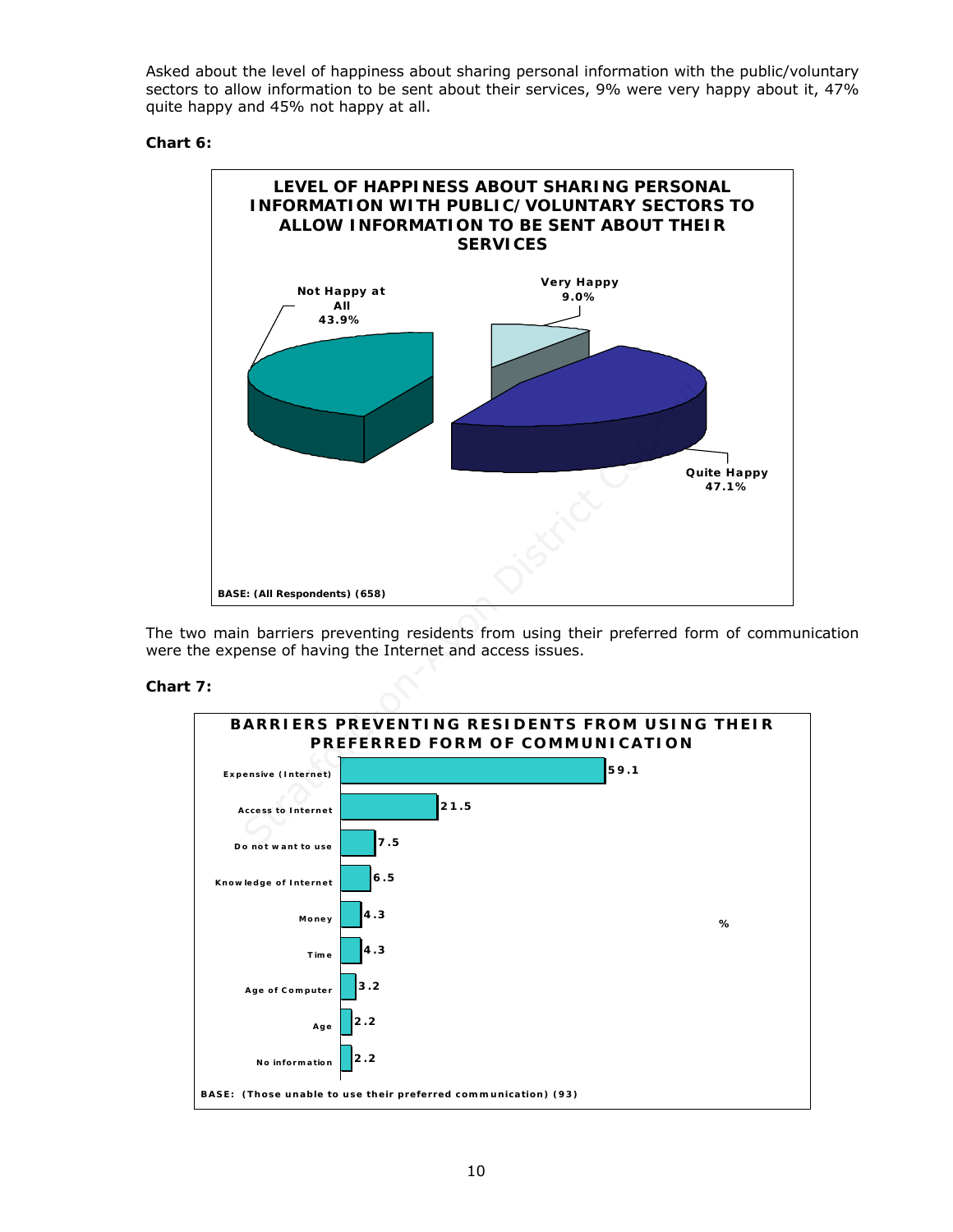Asked about the level of happiness about sharing personal information with the public/voluntary sectors to allow information to be sent about their services, 9% were very happy about it, 47% quite happy and 45% not happy at all.

**Chart 6:**

**LEVEL OF HAPPINESS ABOUT SHARING PERSONAL INFORMATION WITH PUBLIC/VOLUNTARY SECTORS TO ALLOW INFORMATION TO BE SENT ABOUT THEIR SERVICES**

| Response | % |
|---|---|
| Not Happy at All | 43.9% |
| Very Happy | 9.0% |
| Quite Happy | 47.1% |

BASE: (All Respondents) (658)

The two main barriers preventing residents from using their preferred form of communication were the expense of having the Internet and access issues.

**Chart 7:**

**BARRIERS PREVENTING RESIDENTS FROM USING THEIR PREFERRED FORM OF COMMUNICATION**

| Barrier | % |
|---|---|
| Expensive (Internet) | 59.1 |
| Access to Internet | 21.5 |
| Do not want to use | 7.5 |
| Knowledge of Internet | 6.5 |
| Money | 4.3 |
| Time | 4.3 |
| Age of Computer | 3.2 |
| Age | 2.2 |
| No information | 2.2 |

BASE: (Those unable to use their preferred communication) (93)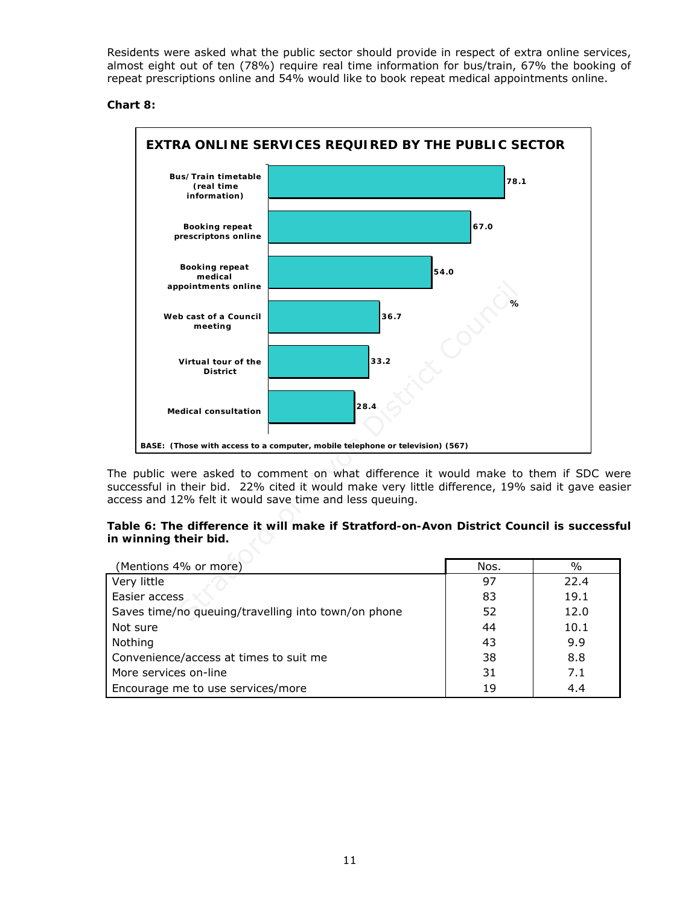Residents were asked what the public sector should provide in respect of extra online services, almost eight out of ten (78%) require real time information for bus/train, 67% the booking of repeat prescriptions online and 54% would like to book repeat medical appointments online.

**Chart 8:**

**EXTRA ONLINE SERVICES REQUIRED BY THE PUBLIC SECTOR**

| Service | % |
|---|---|
| Bus/Train timetable (real time information) | 78.1 |
| Booking repeat prescriptons online | 67.0 |
| Booking repeat medical appointments online | 54.0 |
| Web cast of a Council meeting | 36.7 |
| Virtual tour of the District | 33.2 |
| Medical consultation | 28.4 |

BASE: (Those with access to a computer, mobile telephone or television) (567)

The public were asked to comment on what difference it would make to them if SDC were successful in their bid. 22% cited it would make very little difference, 19% said it gave easier access and 12% felt it would save time and less queuing.

**Table 6: The difference it will make if Stratford-on-Avon District Council is successful in winning their bid.**

| (Mentions 4% or more) | Nos. | % |
|---|---|---|
| Very little | 97 | 22.4 |
| Easier access | 83 | 19.1 |
| Saves time/no queuing/travelling into town/on phone | 52 | 12.0 |
| Not sure | 44 | 10.1 |
| Nothing | 43 | 9.9 |
| Convenience/access at times to suit me | 38 | 8.8 |
| More services on-line | 31 | 7.1 |
| Encourage me to use services/more | 19 | 4.4 |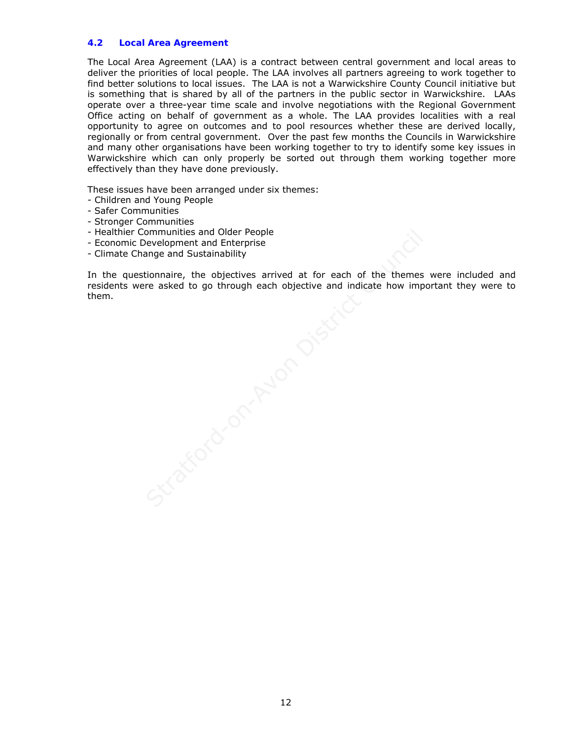## 4.2 Local Area Agreement

The Local Area Agreement (LAA) is a contract between central government and local areas to deliver the priorities of local people. The LAA involves all partners agreeing to work together to find better solutions to local issues. The LAA is not a Warwickshire County Council initiative but is something that is shared by all of the partners in the public sector in Warwickshire. LAAs operate over a three-year time scale and involve negotiations with the Regional Government Office acting on behalf of government as a whole. The LAA provides localities with a real opportunity to agree on outcomes and to pool resources whether these are derived locally, regionally or from central government. Over the past few months the Councils in Warwickshire and many other organisations have been working together to try to identify some key issues in Warwickshire which can only properly be sorted out through them working together more effectively than they have done previously.

These issues have been arranged under six themes:
- Children and Young People
- Safer Communities
- Stronger Communities
- Healthier Communities and Older People
- Economic Development and Enterprise
- Climate Change and Sustainability

In the questionnaire, the objectives arrived at for each of the themes were included and residents were asked to go through each objective and indicate how important they were to them.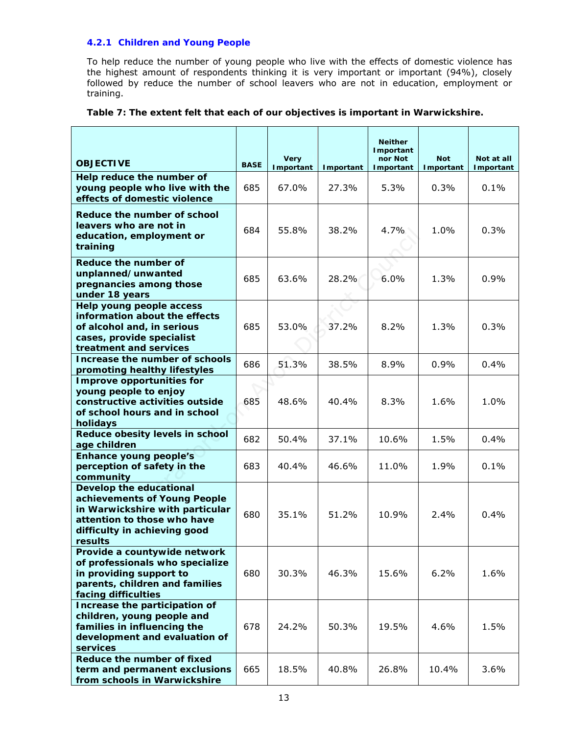#### 4.2.1 Children and Young People

To help reduce the number of young people who live with the effects of domestic violence has the highest amount of respondents thinking it is very important or important (94%), closely followed by reduce the number of school leavers who are not in education, employment or training.

**Table 7: The extent felt that each of our objectives is important in Warwickshire.**

| OBJECTIVE | BASE | Very Important | Important | Neither Important nor Not Important | Not Important | Not at all Important |
|---|---|---|---|---|---|---|
| **Help reduce the number of young people who live with the effects of domestic violence** | 685 | 67.0% | 27.3% | 5.3% | 0.3% | 0.1% |
| **Reduce the number of school leavers who are not in education, employment or training** | 684 | 55.8% | 38.2% | 4.7% | 1.0% | 0.3% |
| **Reduce the number of unplanned/unwanted pregnancies among those under 18 years** | 685 | 63.6% | 28.2% | 6.0% | 1.3% | 0.9% |
| **Help young people access information about the effects of alcohol and, in serious cases, provide specialist treatment and services** | 685 | 53.0% | 37.2% | 8.2% | 1.3% | 0.3% |
| **Increase the number of schools promoting healthy lifestyles** | 686 | 51.3% | 38.5% | 8.9% | 0.9% | 0.4% |
| **Improve opportunities for young people to enjoy constructive activities outside of school hours and in school holidays** | 685 | 48.6% | 40.4% | 8.3% | 1.6% | 1.0% |
| **Reduce obesity levels in school age children** | 682 | 50.4% | 37.1% | 10.6% | 1.5% | 0.4% |
| **Enhance young people's perception of safety in the community** | 683 | 40.4% | 46.6% | 11.0% | 1.9% | 0.1% |
| **Develop the educational achievements of Young People in Warwickshire with particular attention to those who have difficulty in achieving good results** | 680 | 35.1% | 51.2% | 10.9% | 2.4% | 0.4% |
| **Provide a countywide network of professionals who specialize in providing support to parents, children and families facing difficulties** | 680 | 30.3% | 46.3% | 15.6% | 6.2% | 1.6% |
| **Increase the participation of children, young people and families in influencing the development and evaluation of services** | 678 | 24.2% | 50.3% | 19.5% | 4.6% | 1.5% |
| **Reduce the number of fixed term and permanent exclusions from schools in Warwickshire** | 665 | 18.5% | 40.8% | 26.8% | 10.4% | 3.6% |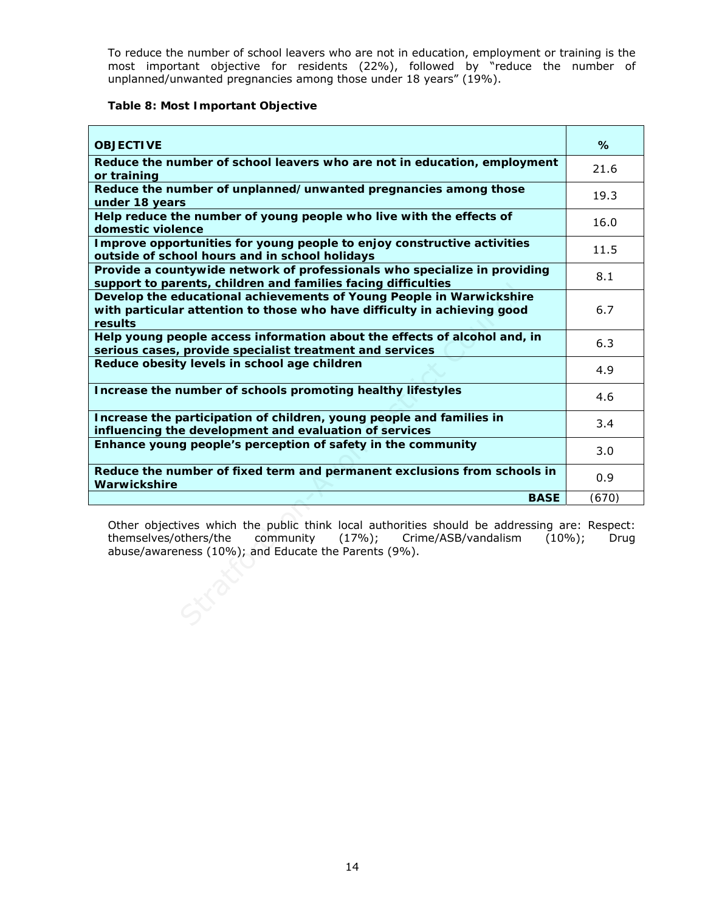To reduce the number of school leavers who are not in education, employment or training is the most important objective for residents (22%), followed by "reduce the number of unplanned/unwanted pregnancies among those under 18 years" (19%).

**Table 8: Most Important Objective**

| **OBJECTIVE** | **%** |
|---|---|
| **Reduce the number of school leavers who are not in education, employment or training** | 21.6 |
| **Reduce the number of unplanned/unwanted pregnancies among those under 18 years** | 19.3 |
| **Help reduce the number of young people who live with the effects of domestic violence** | 16.0 |
| **Improve opportunities for young people to enjoy constructive activities outside of school hours and in school holidays** | 11.5 |
| **Provide a countywide network of professionals who specialize in providing support to parents, children and families facing difficulties** | 8.1 |
| **Develop the educational achievements of Young People in Warwickshire with particular attention to those who have difficulty in achieving good results** | 6.7 |
| **Help young people access information about the effects of alcohol and, in serious cases, provide specialist treatment and services** | 6.3 |
| **Reduce obesity levels in school age children** | 4.9 |
| **Increase the number of schools promoting healthy lifestyles** | 4.6 |
| **Increase the participation of children, young people and families in influencing the development and evaluation of services** | 3.4 |
| **Enhance young people's perception of safety in the community** | 3.0 |
| **Reduce the number of fixed term and permanent exclusions from schools in Warwickshire** | 0.9 |
| **BASE** | (670) |

Other objectives which the public think local authorities should be addressing are: Respect: themselves/others/the community (17%); Crime/ASB/vandalism (10%); Drug abuse/awareness (10%); and Educate the Parents (9%).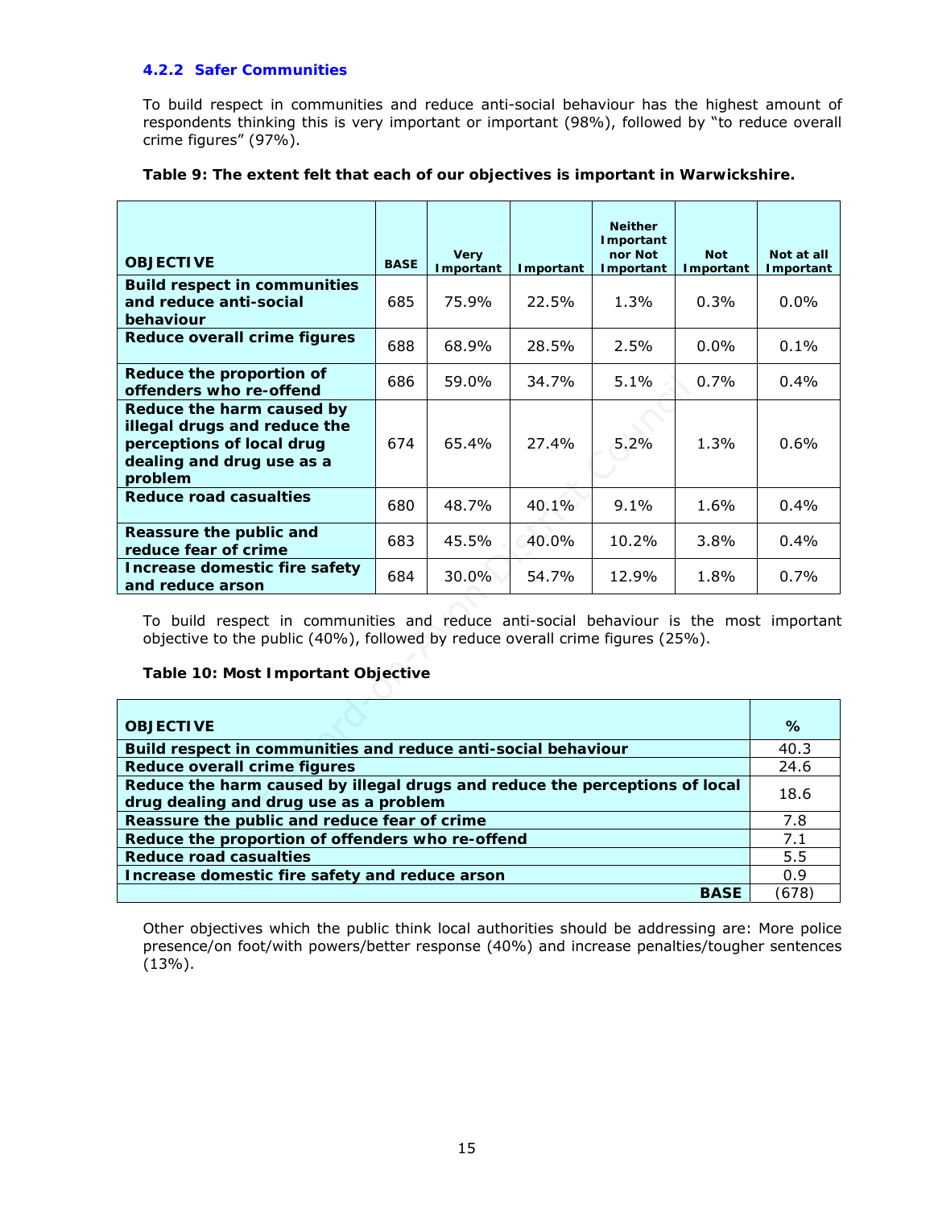### 4.2.2 Safer Communities

To build respect in communities and reduce anti-social behaviour has the highest amount of respondents thinking this is very important or important (98%), followed by "to reduce overall crime figures" (97%).

**Table 9: The extent felt that each of our objectives is important in Warwickshire.**

| OBJECTIVE | BASE | Very Important | Important | Neither Important nor Not Important | Not Important | Not at all Important |
|---|---|---|---|---|---|---|
| **Build respect in communities and reduce anti-social behaviour** | 685 | 75.9% | 22.5% | 1.3% | 0.3% | 0.0% |
| **Reduce overall crime figures** | 688 | 68.9% | 28.5% | 2.5% | 0.0% | 0.1% |
| **Reduce the proportion of offenders who re-offend** | 686 | 59.0% | 34.7% | 5.1% | 0.7% | 0.4% |
| **Reduce the harm caused by illegal drugs and reduce the perceptions of local drug dealing and drug use as a problem** | 674 | 65.4% | 27.4% | 5.2% | 1.3% | 0.6% |
| **Reduce road casualties** | 680 | 48.7% | 40.1% | 9.1% | 1.6% | 0.4% |
| **Reassure the public and reduce fear of crime** | 683 | 45.5% | 40.0% | 10.2% | 3.8% | 0.4% |
| **Increase domestic fire safety and reduce arson** | 684 | 30.0% | 54.7% | 12.9% | 1.8% | 0.7% |

To build respect in communities and reduce anti-social behaviour is the most important objective to the public (40%), followed by reduce overall crime figures (25%).

**Table 10: Most Important Objective**

| OBJECTIVE | % |
|---|---|
| **Build respect in communities and reduce anti-social behaviour** | 40.3 |
| **Reduce overall crime figures** | 24.6 |
| **Reduce the harm caused by illegal drugs and reduce the perceptions of local drug dealing and drug use as a problem** | 18.6 |
| **Reassure the public and reduce fear of crime** | 7.8 |
| **Reduce the proportion of offenders who re-offend** | 7.1 |
| **Reduce road casualties** | 5.5 |
| **Increase domestic fire safety and reduce arson** | 0.9 |
| **BASE** | (678) |

Other objectives which the public think local authorities should be addressing are: More police presence/on foot/with powers/better response (40%) and increase penalties/tougher sentences (13%).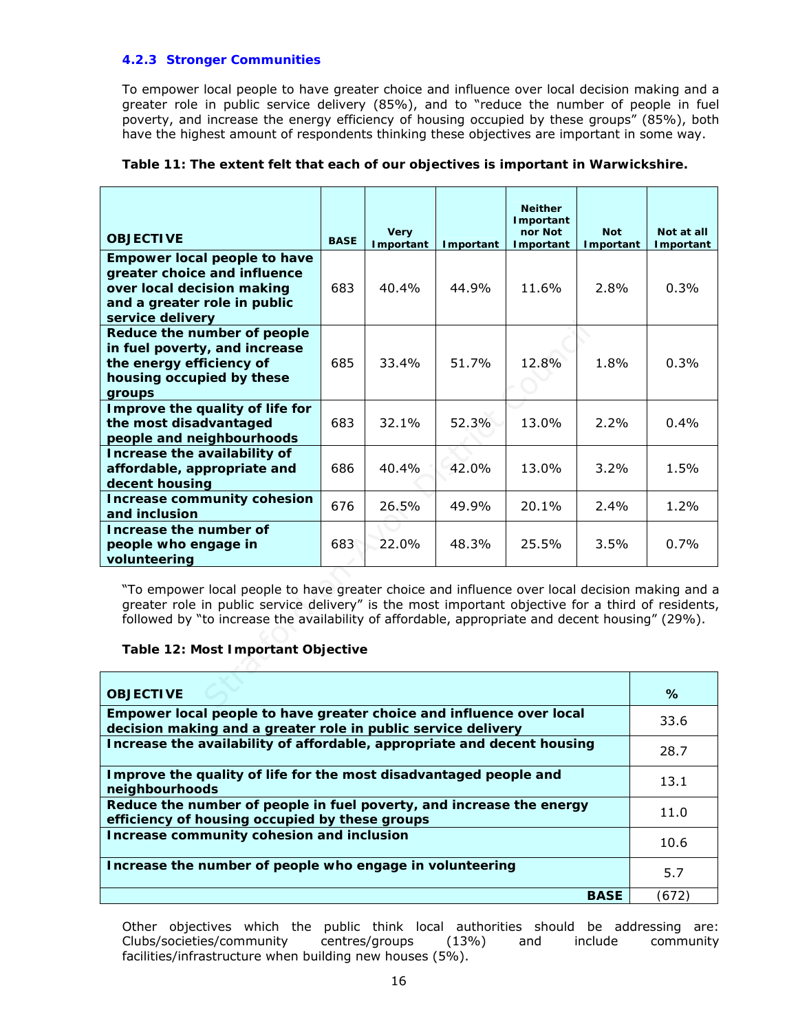### 4.2.3 Stronger Communities

To empower local people to have greater choice and influence over local decision making and a greater role in public service delivery (85%), and to "reduce the number of people in fuel poverty, and increase the energy efficiency of housing occupied by these groups" (85%), both have the highest amount of respondents thinking these objectives are important in some way.

**Table 11: The extent felt that each of our objectives is important in Warwickshire.**

| OBJECTIVE | BASE | Very Important | Important | Neither Important nor Not Important | Not Important | Not at all Important |
|---|---|---|---|---|---|---|
| **Empower local people to have greater choice and influence over local decision making and a greater role in public service delivery** | 683 | 40.4% | 44.9% | 11.6% | 2.8% | 0.3% |
| **Reduce the number of people in fuel poverty, and increase the energy efficiency of housing occupied by these groups** | 685 | 33.4% | 51.7% | 12.8% | 1.8% | 0.3% |
| **Improve the quality of life for the most disadvantaged people and neighbourhoods** | 683 | 32.1% | 52.3% | 13.0% | 2.2% | 0.4% |
| **Increase the availability of affordable, appropriate and decent housing** | 686 | 40.4% | 42.0% | 13.0% | 3.2% | 1.5% |
| **Increase community cohesion and inclusion** | 676 | 26.5% | 49.9% | 20.1% | 2.4% | 1.2% |
| **Increase the number of people who engage in volunteering** | 683 | 22.0% | 48.3% | 25.5% | 3.5% | 0.7% |

"To empower local people to have greater choice and influence over local decision making and a greater role in public service delivery" is the most important objective for a third of residents, followed by "to increase the availability of affordable, appropriate and decent housing" (29%).

**Table 12: Most Important Objective**

| OBJECTIVE | % |
|---|---|
| **Empower local people to have greater choice and influence over local decision making and a greater role in public service delivery** | 33.6 |
| **Increase the availability of affordable, appropriate and decent housing** | 28.7 |
| **Improve the quality of life for the most disadvantaged people and neighbourhoods** | 13.1 |
| **Reduce the number of people in fuel poverty, and increase the energy efficiency of housing occupied by these groups** | 11.0 |
| **Increase community cohesion and inclusion** | 10.6 |
| **Increase the number of people who engage in volunteering** | 5.7 |
| **BASE** | (672) |

Other objectives which the public think local authorities should be addressing are: Clubs/societies/community centres/groups (13%) and include community facilities/infrastructure when building new houses (5%).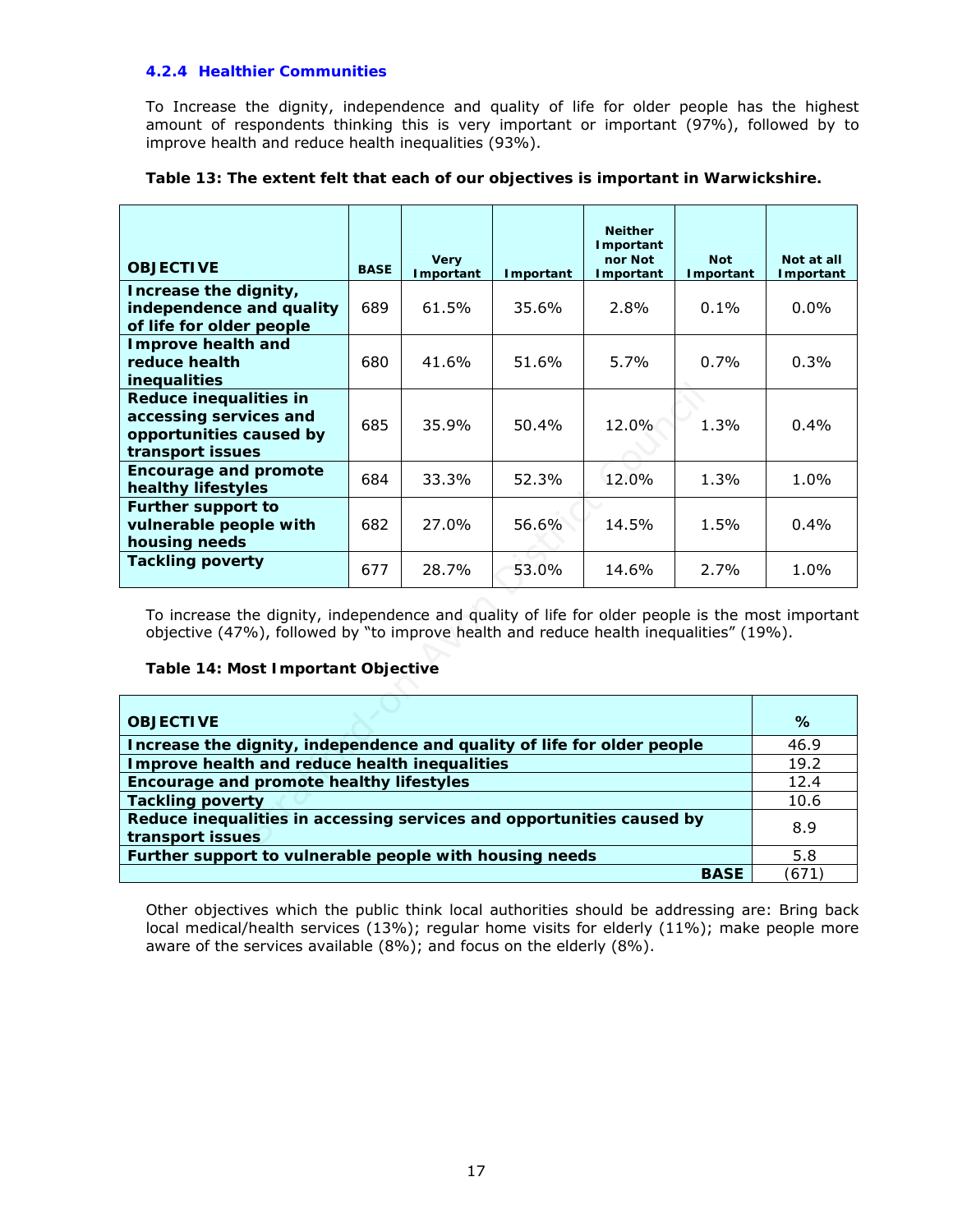#### 4.2.4 Healthier Communities

To Increase the dignity, independence and quality of life for older people has the highest amount of respondents thinking this is very important or important (97%), followed by to improve health and reduce health inequalities (93%).

**Table 13: The extent felt that each of our objectives is important in Warwickshire.**

| OBJECTIVE | BASE | Very Important | Important | Neither Important nor Not Important | Not Important | Not at all Important |
|---|---|---|---|---|---|---|
| **Increase the dignity, independence and quality of life for older people** | 689 | 61.5% | 35.6% | 2.8% | 0.1% | 0.0% |
| **Improve health and reduce health inequalities** | 680 | 41.6% | 51.6% | 5.7% | 0.7% | 0.3% |
| **Reduce inequalities in accessing services and opportunities caused by transport issues** | 685 | 35.9% | 50.4% | 12.0% | 1.3% | 0.4% |
| **Encourage and promote healthy lifestyles** | 684 | 33.3% | 52.3% | 12.0% | 1.3% | 1.0% |
| **Further support to vulnerable people with housing needs** | 682 | 27.0% | 56.6% | 14.5% | 1.5% | 0.4% |
| **Tackling poverty** | 677 | 28.7% | 53.0% | 14.6% | 2.7% | 1.0% |

To increase the dignity, independence and quality of life for older people is the most important objective (47%), followed by "to improve health and reduce health inequalities" (19%).

**Table 14: Most Important Objective**

| OBJECTIVE | % |
|---|---|
| **Increase the dignity, independence and quality of life for older people** | 46.9 |
| **Improve health and reduce health inequalities** | 19.2 |
| **Encourage and promote healthy lifestyles** | 12.4 |
| **Tackling poverty** | 10.6 |
| **Reduce inequalities in accessing services and opportunities caused by transport issues** | 8.9 |
| **Further support to vulnerable people with housing needs** | 5.8 |
| **BASE** | (671) |

Other objectives which the public think local authorities should be addressing are: Bring back local medical/health services (13%); regular home visits for elderly (11%); make people more aware of the services available (8%); and focus on the elderly (8%).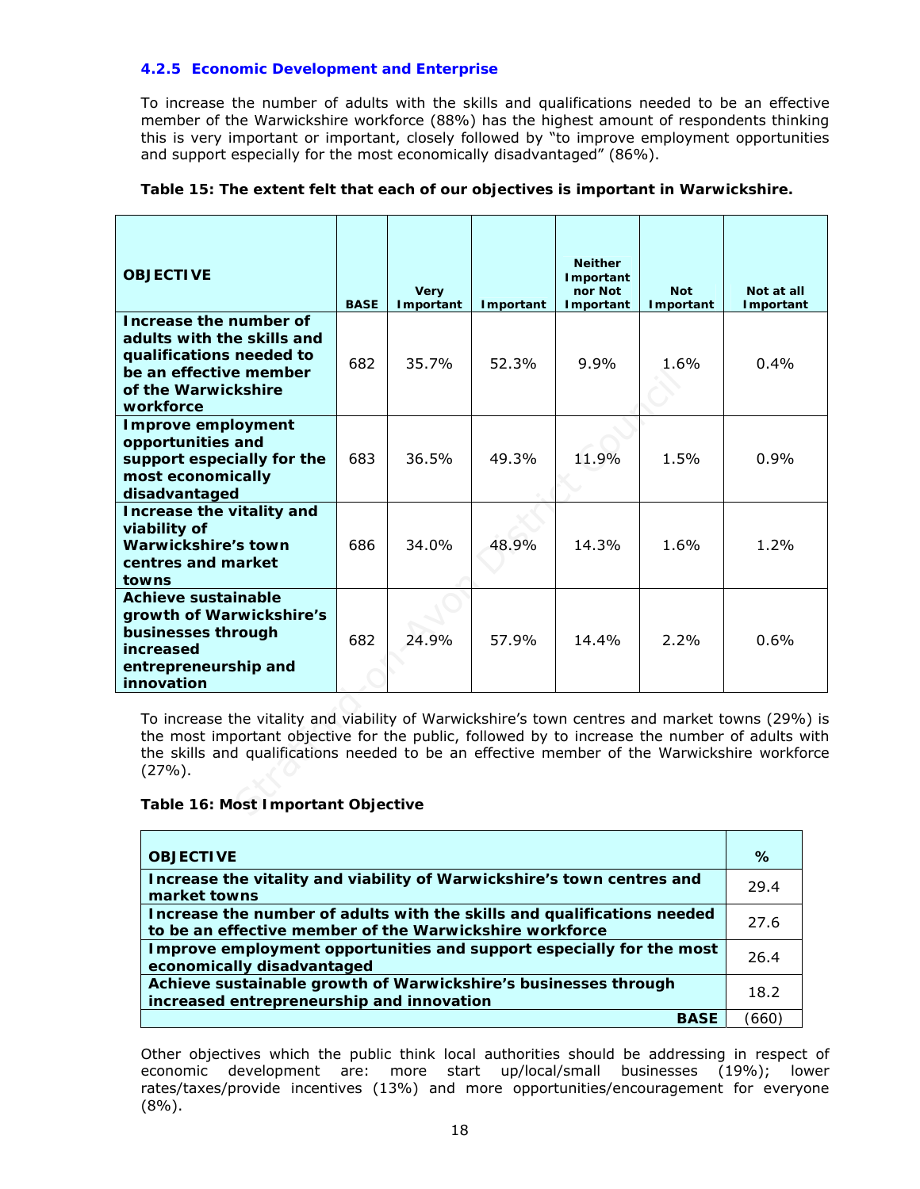### 4.2.5 Economic Development and Enterprise

To increase the number of adults with the skills and qualifications needed to be an effective member of the Warwickshire workforce (88%) has the highest amount of respondents thinking this is very important or important, closely followed by "to improve employment opportunities and support especially for the most economically disadvantaged" (86%).

**Table 15: The extent felt that each of our objectives is important in Warwickshire.**

| OBJECTIVE | BASE | Very Important | Important | Neither Important nor Not Important | Not Important | Not at all Important |
|---|---|---|---|---|---|---|
| **Increase the number of adults with the skills and qualifications needed to be an effective member of the Warwickshire workforce** | 682 | 35.7% | 52.3% | 9.9% | 1.6% | 0.4% |
| **Improve employment opportunities and support especially for the most economically disadvantaged** | 683 | 36.5% | 49.3% | 11.9% | 1.5% | 0.9% |
| **Increase the vitality and viability of Warwickshire's town centres and market towns** | 686 | 34.0% | 48.9% | 14.3% | 1.6% | 1.2% |
| **Achieve sustainable growth of Warwickshire's businesses through increased entrepreneurship and innovation** | 682 | 24.9% | 57.9% | 14.4% | 2.2% | 0.6% |

To increase the vitality and viability of Warwickshire's town centres and market towns (29%) is the most important objective for the public, followed by to increase the number of adults with the skills and qualifications needed to be an effective member of the Warwickshire workforce (27%).

**Table 16: Most Important Objective**

| OBJECTIVE | % |
|---|---|
| **Increase the vitality and viability of Warwickshire's town centres and market towns** | 29.4 |
| **Increase the number of adults with the skills and qualifications needed to be an effective member of the Warwickshire workforce** | 27.6 |
| **Improve employment opportunities and support especially for the most economically disadvantaged** | 26.4 |
| **Achieve sustainable growth of Warwickshire's businesses through increased entrepreneurship and innovation** | 18.2 |
| **BASE** | (660) |

Other objectives which the public think local authorities should be addressing in respect of economic development are: more start up/local/small businesses (19%); lower rates/taxes/provide incentives (13%) and more opportunities/encouragement for everyone (8%).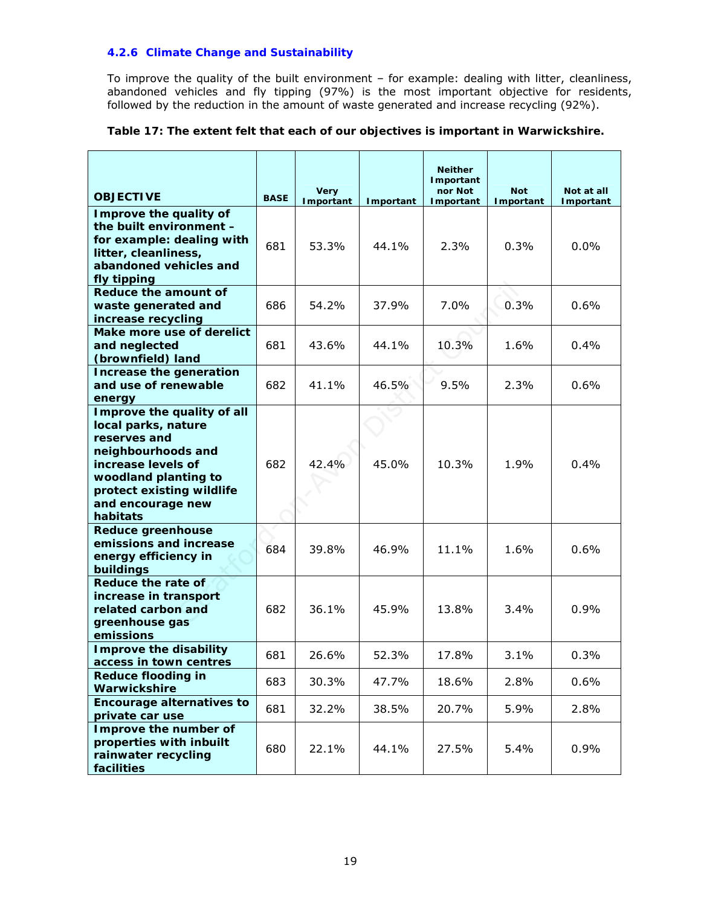### 4.2.6 Climate Change and Sustainability

To improve the quality of the built environment – for example: dealing with litter, cleanliness, abandoned vehicles and fly tipping (97%) is the most important objective for residents, followed by the reduction in the amount of waste generated and increase recycling (92%).

**Table 17: The extent felt that each of our objectives is important in Warwickshire.**

| OBJECTIVE | BASE | Very Important | Important | Neither Important nor Not Important | Not Important | Not at all Important |
|---|---|---|---|---|---|---|
| **Improve the quality of the built environment – for example: dealing with litter, cleanliness, abandoned vehicles and fly tipping** | 681 | 53.3% | 44.1% | 2.3% | 0.3% | 0.0% |
| **Reduce the amount of waste generated and increase recycling** | 686 | 54.2% | 37.9% | 7.0% | 0.3% | 0.6% |
| **Make more use of derelict and neglected (brownfield) land** | 681 | 43.6% | 44.1% | 10.3% | 1.6% | 0.4% |
| **Increase the generation and use of renewable energy** | 682 | 41.1% | 46.5% | 9.5% | 2.3% | 0.6% |
| **Improve the quality of all local parks, nature reserves and neighbourhoods and increase levels of woodland planting to protect existing wildlife and encourage new habitats** | 682 | 42.4% | 45.0% | 10.3% | 1.9% | 0.4% |
| **Reduce greenhouse emissions and increase energy efficiency in buildings** | 684 | 39.8% | 46.9% | 11.1% | 1.6% | 0.6% |
| **Reduce the rate of increase in transport related carbon and greenhouse gas emissions** | 682 | 36.1% | 45.9% | 13.8% | 3.4% | 0.9% |
| **Improve the disability access in town centres** | 681 | 26.6% | 52.3% | 17.8% | 3.1% | 0.3% |
| **Reduce flooding in Warwickshire** | 683 | 30.3% | 47.7% | 18.6% | 2.8% | 0.6% |
| **Encourage alternatives to private car use** | 681 | 32.2% | 38.5% | 20.7% | 5.9% | 2.8% |
| **Improve the number of properties with inbuilt rainwater recycling facilities** | 680 | 22.1% | 44.1% | 27.5% | 5.4% | 0.9% |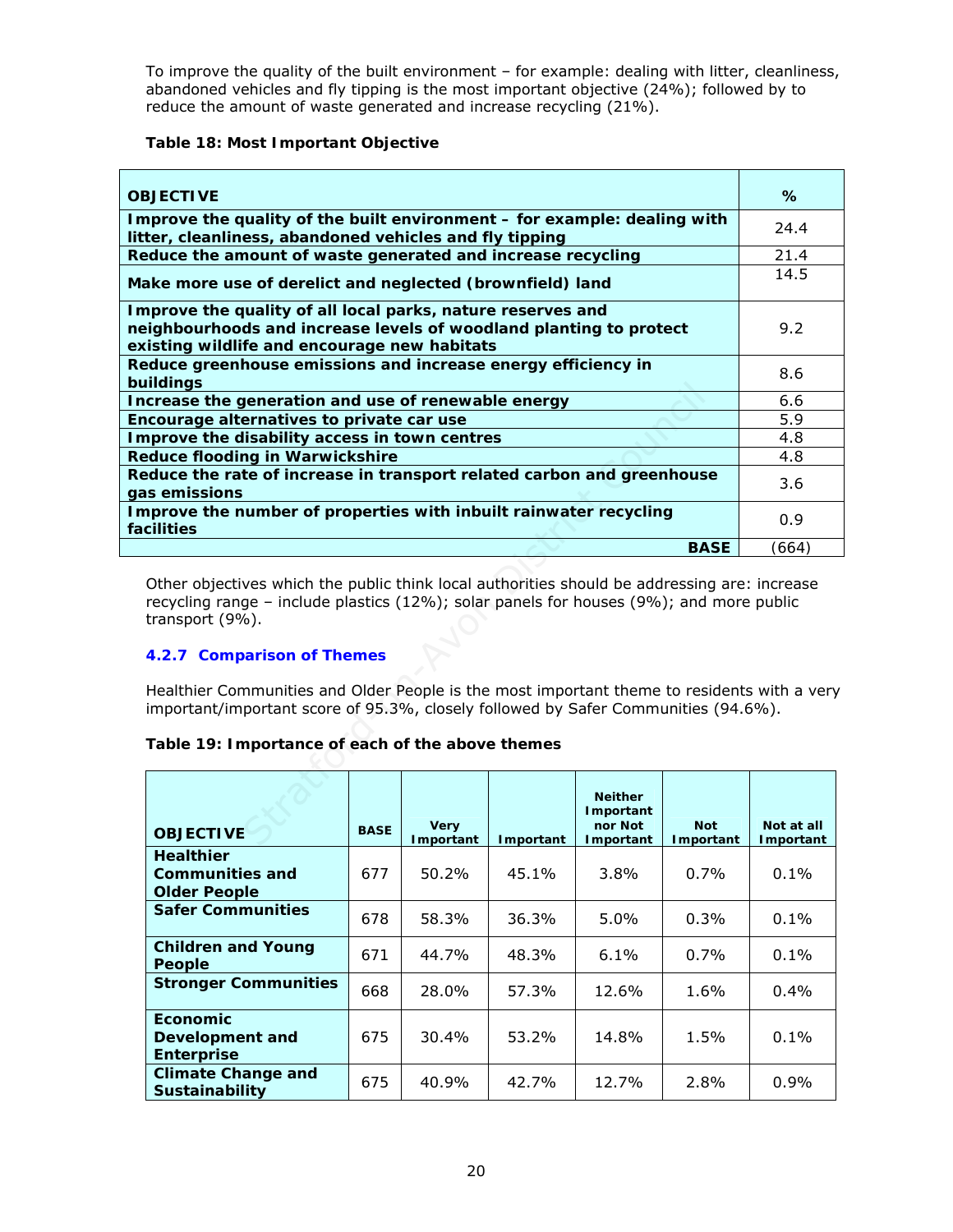To improve the quality of the built environment – for example: dealing with litter, cleanliness, abandoned vehicles and fly tipping is the most important objective (24%); followed by to reduce the amount of waste generated and increase recycling (21%).

**Table 18: Most Important Objective**

| OBJECTIVE | % |
|---|---|
| **Improve the quality of the built environment – for example: dealing with litter, cleanliness, abandoned vehicles and fly tipping** | 24.4 |
| **Reduce the amount of waste generated and increase recycling** | 21.4 |
| **Make more use of derelict and neglected (brownfield) land** | 14.5 |
| **Improve the quality of all local parks, nature reserves and neighbourhoods and increase levels of woodland planting to protect existing wildlife and encourage new habitats** | 9.2 |
| **Reduce greenhouse emissions and increase energy efficiency in buildings** | 8.6 |
| **Increase the generation and use of renewable energy** | 6.6 |
| **Encourage alternatives to private car use** | 5.9 |
| **Improve the disability access in town centres** | 4.8 |
| **Reduce flooding in Warwickshire** | 4.8 |
| **Reduce the rate of increase in transport related carbon and greenhouse gas emissions** | 3.6 |
| **Improve the number of properties with inbuilt rainwater recycling facilities** | 0.9 |
| **BASE** | (664) |

Other objectives which the public think local authorities should be addressing are: increase recycling range – include plastics (12%); solar panels for houses (9%); and more public transport (9%).

### 4.2.7 Comparison of Themes

Healthier Communities and Older People is the most important theme to residents with a very important/important score of 95.3%, closely followed by Safer Communities (94.6%).

**Table 19: Importance of each of the above themes**

| OBJECTIVE | BASE | Very Important | Important | Neither Important nor Not Important | Not Important | Not at all Important |
|---|---|---|---|---|---|---|
| **Healthier Communities and Older People** | 677 | 50.2% | 45.1% | 3.8% | 0.7% | 0.1% |
| **Safer Communities** | 678 | 58.3% | 36.3% | 5.0% | 0.3% | 0.1% |
| **Children and Young People** | 671 | 44.7% | 48.3% | 6.1% | 0.7% | 0.1% |
| **Stronger Communities** | 668 | 28.0% | 57.3% | 12.6% | 1.6% | 0.4% |
| **Economic Development and Enterprise** | 675 | 30.4% | 53.2% | 14.8% | 1.5% | 0.1% |
| **Climate Change and Sustainability** | 675 | 40.9% | 42.7% | 12.7% | 2.8% | 0.9% |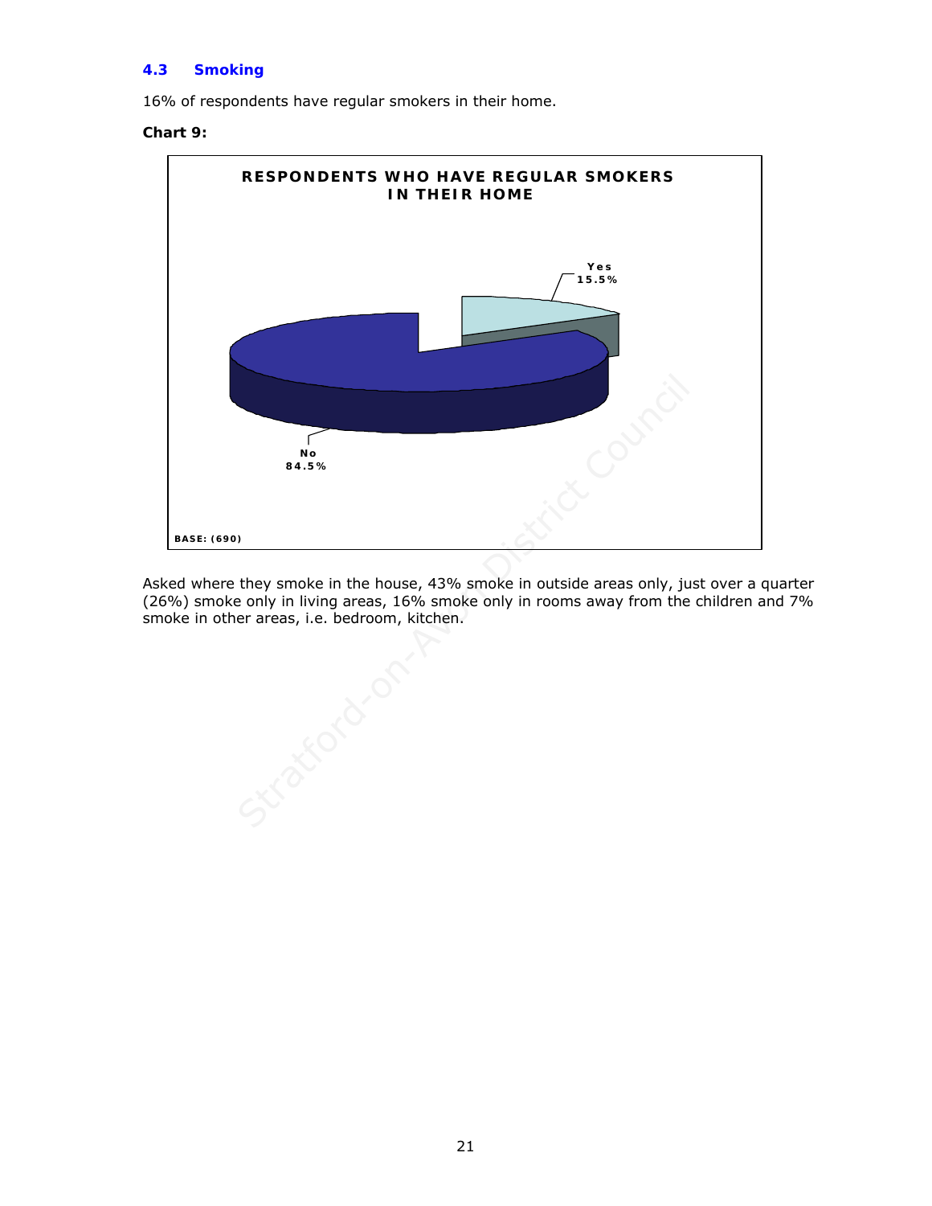## 4.3 Smoking

16% of respondents have regular smokers in their home.

**Chart 9:**

**RESPONDENTS WHO HAVE REGULAR SMOKERS IN THEIR HOME**

Yes 15.5%

No 84.5%

BASE: (690)

Asked where they smoke in the house, 43% smoke in outside areas only, just over a quarter (26%) smoke only in living areas, 16% smoke only in rooms away from the children and 7% smoke in other areas, i.e. bedroom, kitchen.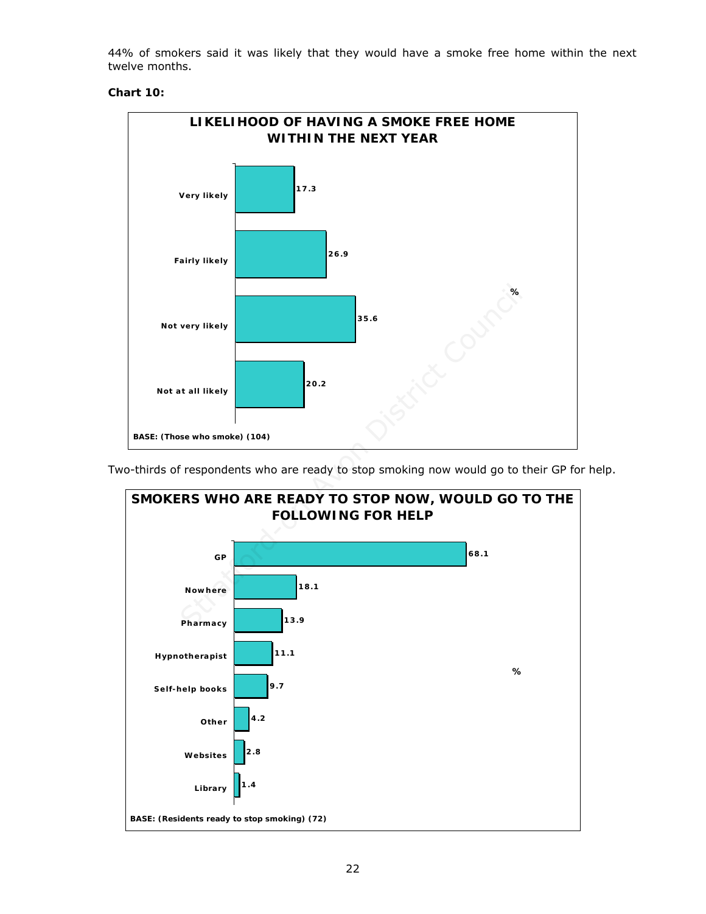44% of smokers said it was likely that they would have a smoke free home within the next twelve months.

**Chart 10:**

**LIKELIHOOD OF HAVING A SMOKE FREE HOME WITHIN THE NEXT YEAR**

| | % |
|---|---|
| Very likely | 17.3 |
| Fairly likely | 26.9 |
| Not very likely | 35.6 |
| Not at all likely | 20.2 |

BASE: (Those who smoke) (104)

Two-thirds of respondents who are ready to stop smoking now would go to their GP for help.

**SMOKERS WHO ARE READY TO STOP NOW, WOULD GO TO THE FOLLOWING FOR HELP**

| | % |
|---|---|
| GP | 68.1 |
| Nowhere | 18.1 |
| Pharmacy | 13.9 |
| Hypnotherapist | 11.1 |
| Self-help books | 9.7 |
| Other | 4.2 |
| Websites | 2.8 |
| Library | 1.4 |

BASE: (Residents ready to stop smoking) (72)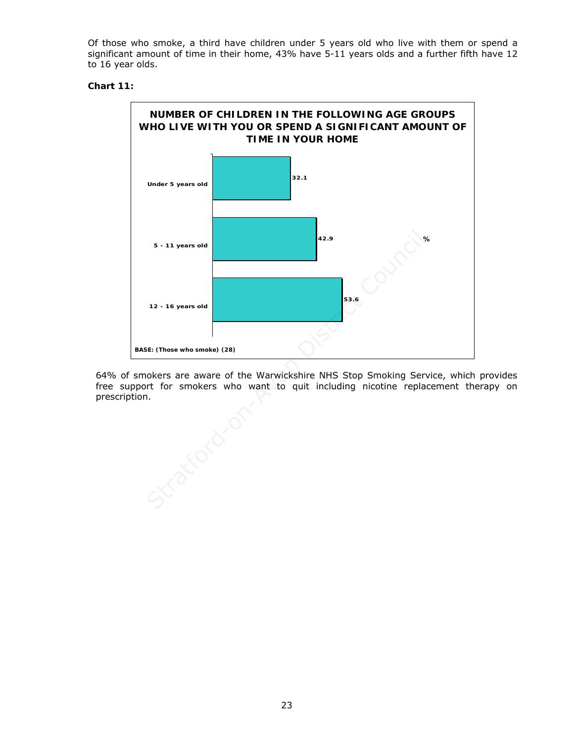Of those who smoke, a third have children under 5 years old who live with them or spend a significant amount of time in their home, 43% have 5-11 years olds and a further fifth have 12 to 16 year olds.

**Chart 11:**

**NUMBER OF CHILDREN IN THE FOLLOWING AGE GROUPS WHO LIVE WITH YOU OR SPEND A SIGNIFICANT AMOUNT OF TIME IN YOUR HOME**

| Age group | % |
| --- | --- |
| Under 5 years old | 32.1 |
| 5 - 11 years old | 42.9 |
| 12 - 16 years old | 53.6 |

BASE: (Those who smoke) (28)

64% of smokers are aware of the Warwickshire NHS Stop Smoking Service, which provides free support for smokers who want to quit including nicotine replacement therapy on prescription.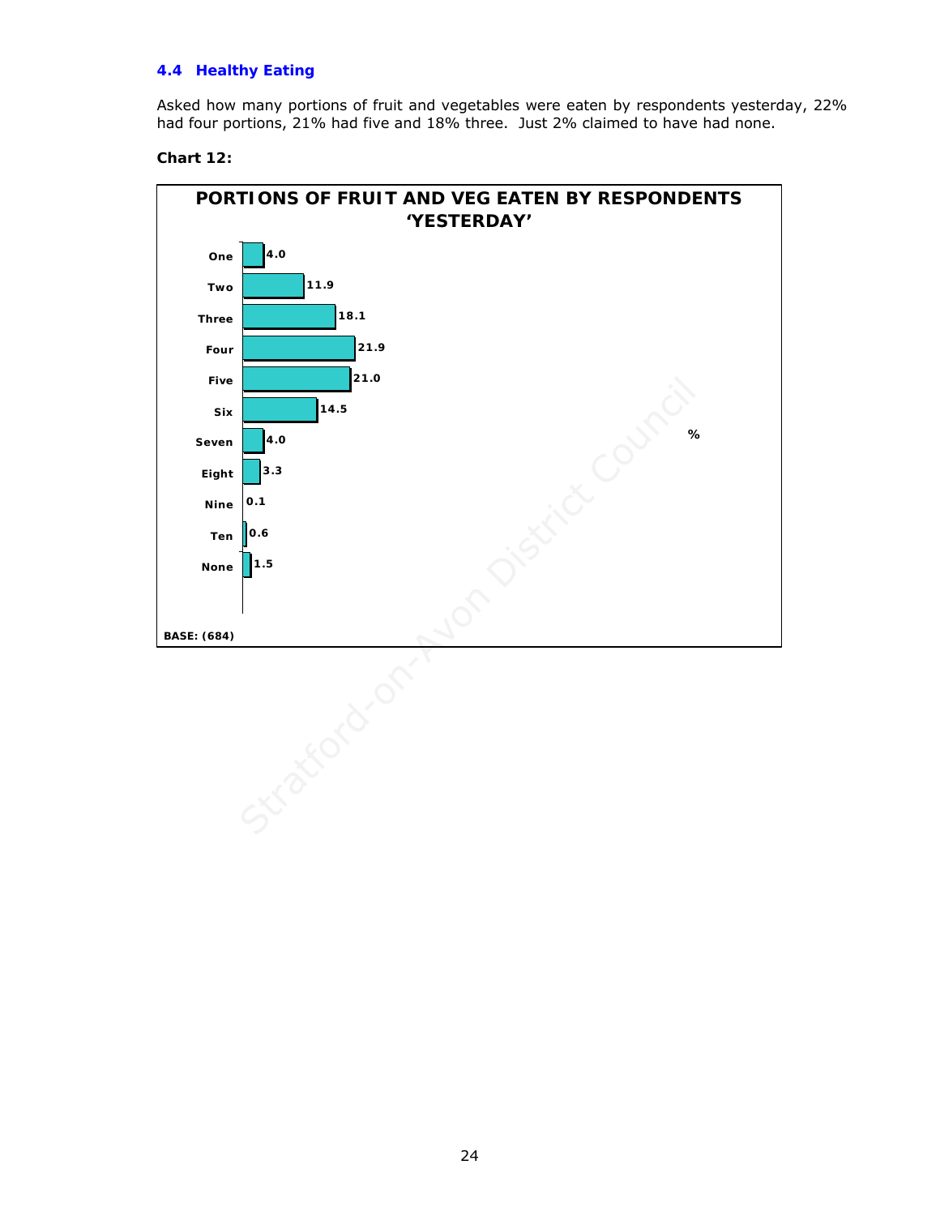### 4.4 Healthy Eating

Asked how many portions of fruit and vegetables were eaten by respondents yesterday, 22% had four portions, 21% had five and 18% three. Just 2% claimed to have had none.

**Chart 12:**

**PORTIONS OF FRUIT AND VEG EATEN BY RESPONDENTS 'YESTERDAY'**

| Portions | % |
|---|---|
| One | 4.0 |
| Two | 11.9 |
| Three | 18.1 |
| Four | 21.9 |
| Five | 21.0 |
| Six | 14.5 |
| Seven | 4.0 |
| Eight | 3.3 |
| Nine | 0.1 |
| Ten | 0.6 |
| None | 1.5 |

BASE: (684)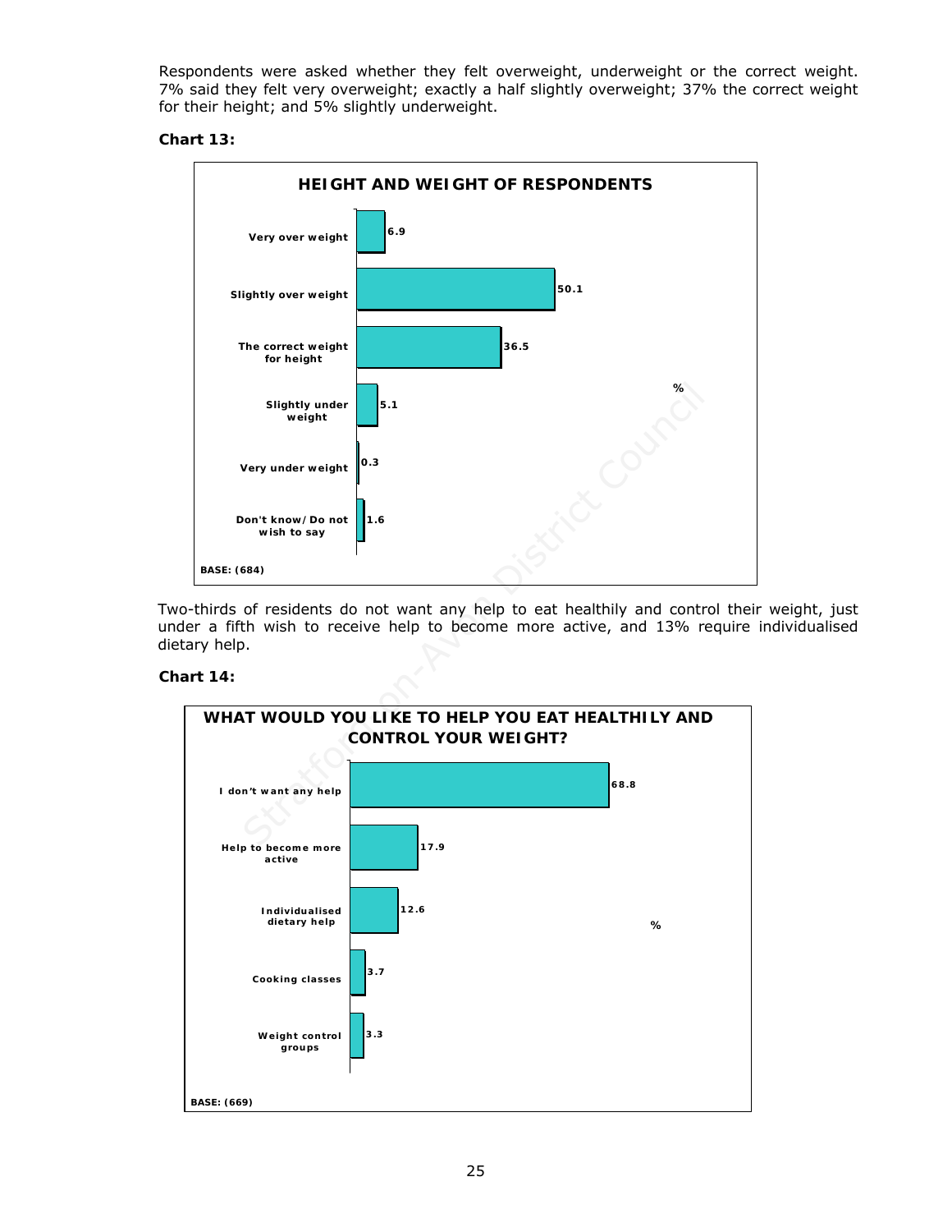Respondents were asked whether they felt overweight, underweight or the correct weight. 7% said they felt very overweight; exactly a half slightly overweight; 37% the correct weight for their height; and 5% slightly underweight.

**Chart 13:**

**HEIGHT AND WEIGHT OF RESPONDENTS**

| | % |
|---|---|
| Very over weight | 6.9 |
| Slightly over weight | 50.1 |
| The correct weight for height | 36.5 |
| Slightly under weight | 5.1 |
| Very under weight | 0.3 |
| Don't know/Do not wish to say | 1.6 |

BASE: (684)

Two-thirds of residents do not want any help to eat healthily and control their weight, just under a fifth wish to receive help to become more active, and 13% require individualised dietary help.

**Chart 14:**

**WHAT WOULD YOU LIKE TO HELP YOU EAT HEALTHILY AND CONTROL YOUR WEIGHT?**

| | % |
|---|---|
| I don't want any help | 68.8 |
| Help to become more active | 17.9 |
| Individualised dietary help | 12.6 |
| Cooking classes | 3.7 |
| Weight control groups | 3.3 |

BASE: (669)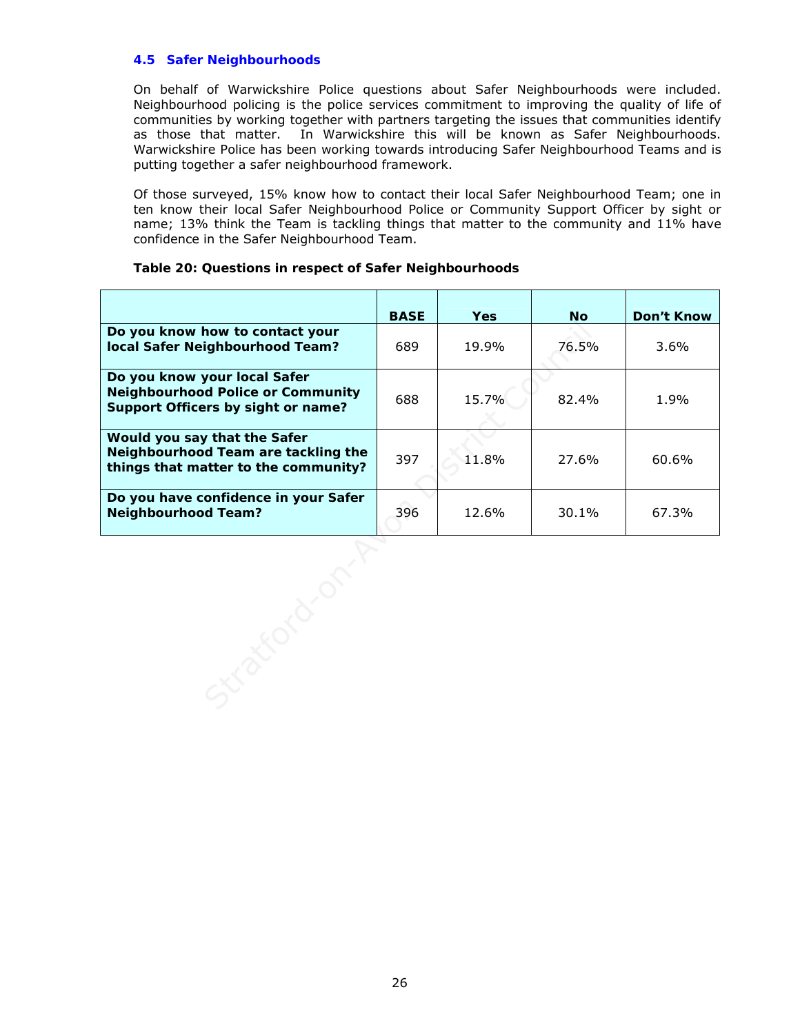### 4.5 Safer Neighbourhoods

On behalf of Warwickshire Police questions about Safer Neighbourhoods were included. Neighbourhood policing is the police services commitment to improving the quality of life of communities by working together with partners targeting the issues that communities identify as those that matter. In Warwickshire this will be known as Safer Neighbourhoods. Warwickshire Police has been working towards introducing Safer Neighbourhood Teams and is putting together a safer neighbourhood framework.

Of those surveyed, 15% know how to contact their local Safer Neighbourhood Team; one in ten know their local Safer Neighbourhood Police or Community Support Officer by sight or name; 13% think the Team is tackling things that matter to the community and 11% have confidence in the Safer Neighbourhood Team.

**Table 20: Questions in respect of Safer Neighbourhoods**

| | BASE | Yes | No | Don't Know |
|---|---|---|---|---|
| **Do you know how to contact your local Safer Neighbourhood Team?** | 689 | 19.9% | 76.5% | 3.6% |
| **Do you know your local Safer Neighbourhood Police or Community Support Officers by sight or name?** | 688 | 15.7% | 82.4% | 1.9% |
| **Would you say that the Safer Neighbourhood Team are tackling the things that matter to the community?** | 397 | 11.8% | 27.6% | 60.6% |
| **Do you have confidence in your Safer Neighbourhood Team?** | 396 | 12.6% | 30.1% | 67.3% |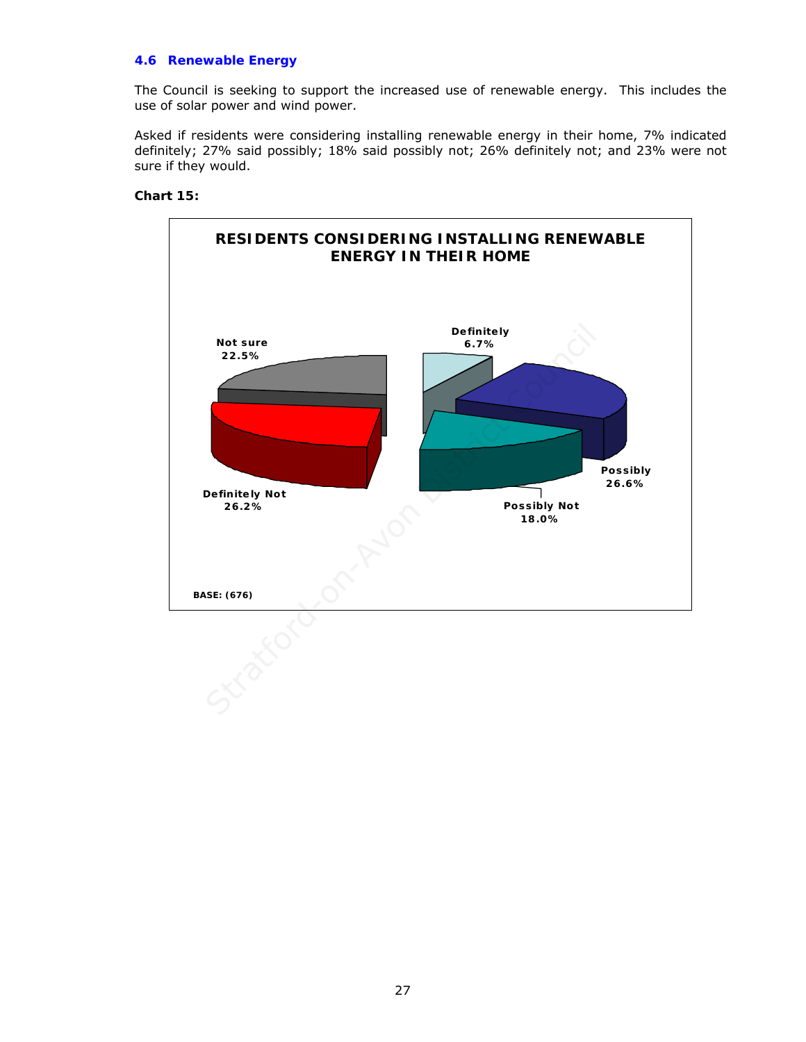### 4.6 Renewable Energy

The Council is seeking to support the increased use of renewable energy. This includes the use of solar power and wind power.

Asked if residents were considering installing renewable energy in their home, 7% indicated definitely; 27% said possibly; 18% said possibly not; 26% definitely not; and 23% were not sure if they would.

**Chart 15:**

**RESIDENTS CONSIDERING INSTALLING RENEWABLE ENERGY IN THEIR HOME**

| Response | % |
|---|---|
| Definitely | 6.7% |
| Possibly | 26.6% |
| Possibly Not | 18.0% |
| Definitely Not | 26.2% |
| Not sure | 22.5% |

BASE: (676)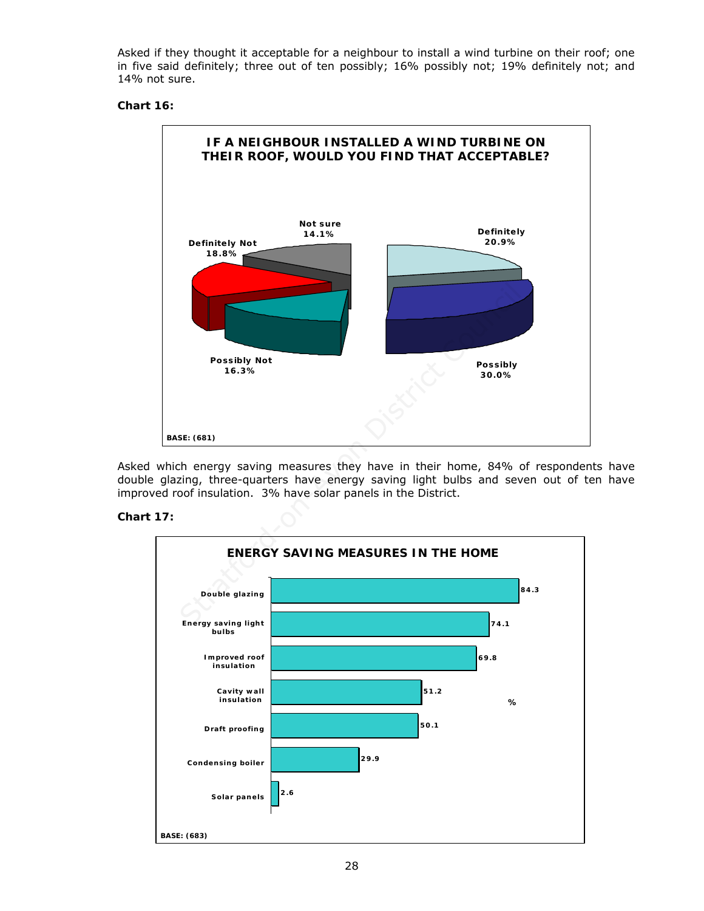Asked if they thought it acceptable for a neighbour to install a wind turbine on their roof; one in five said definitely; three out of ten possibly; 16% possibly not; 19% definitely not; and 14% not sure.

**Chart 16:**

**IF A NEIGHBOUR INSTALLED A WIND TURBINE ON THEIR ROOF, WOULD YOU FIND THAT ACCEPTABLE?**

| Response | % |
|---|---|
| Definitely | 20.9% |
| Possibly | 30.0% |
| Possibly Not | 16.3% |
| Definitely Not | 18.8% |
| Not sure | 14.1% |

BASE: (681)

Asked which energy saving measures they have in their home, 84% of respondents have double glazing, three-quarters have energy saving light bulbs and seven out of ten have improved roof insulation. 3% have solar panels in the District.

**Chart 17:**

**ENERGY SAVING MEASURES IN THE HOME**

| Measure | % |
|---|---|
| Double glazing | 84.3 |
| Energy saving light bulbs | 74.1 |
| Improved roof insulation | 69.8 |
| Cavity wall insulation | 51.2 |
| Draft proofing | 50.1 |
| Condensing boiler | 29.9 |
| Solar panels | 2.6 |

BASE: (683)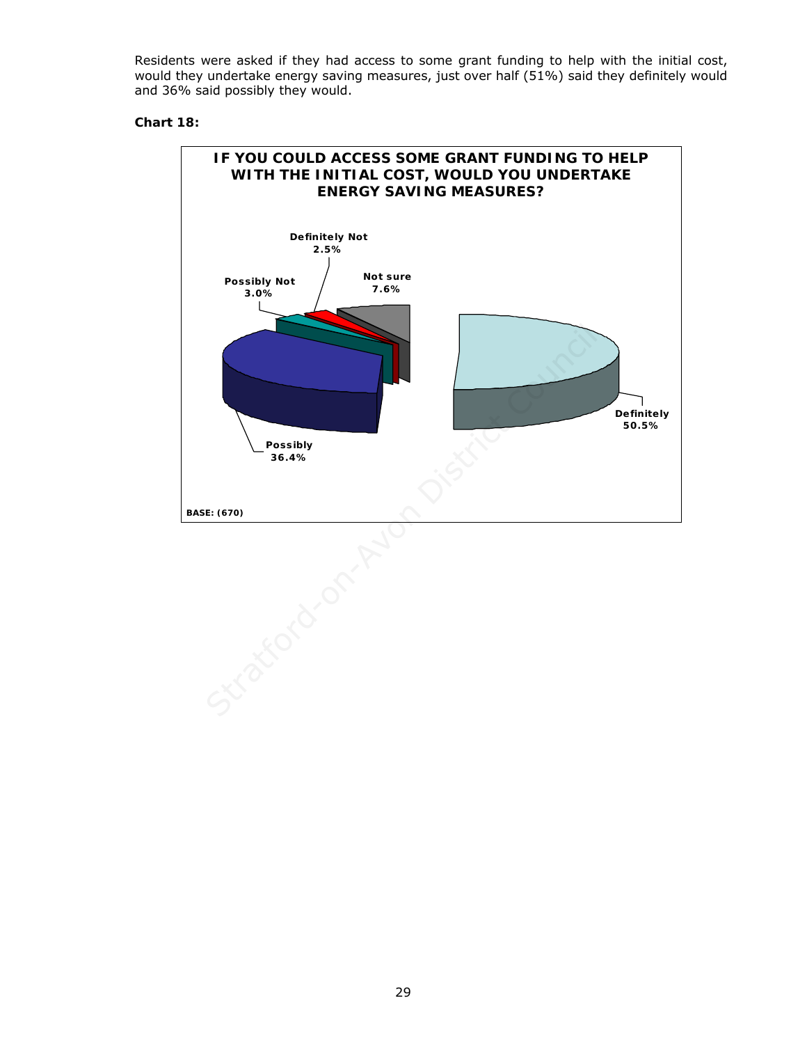Residents were asked if they had access to some grant funding to help with the initial cost, would they undertake energy saving measures, just over half (51%) said they definitely would and 36% said possibly they would.

**Chart 18:**

IF YOU COULD ACCESS SOME GRANT FUNDING TO HELP WITH THE INITIAL COST, WOULD YOU UNDERTAKE ENERGY SAVING MEASURES?

Definitely Not 2.5%

Not sure 7.6%

Possibly Not 3.0%

Definitely 50.5%

Possibly 36.4%

BASE: (670)